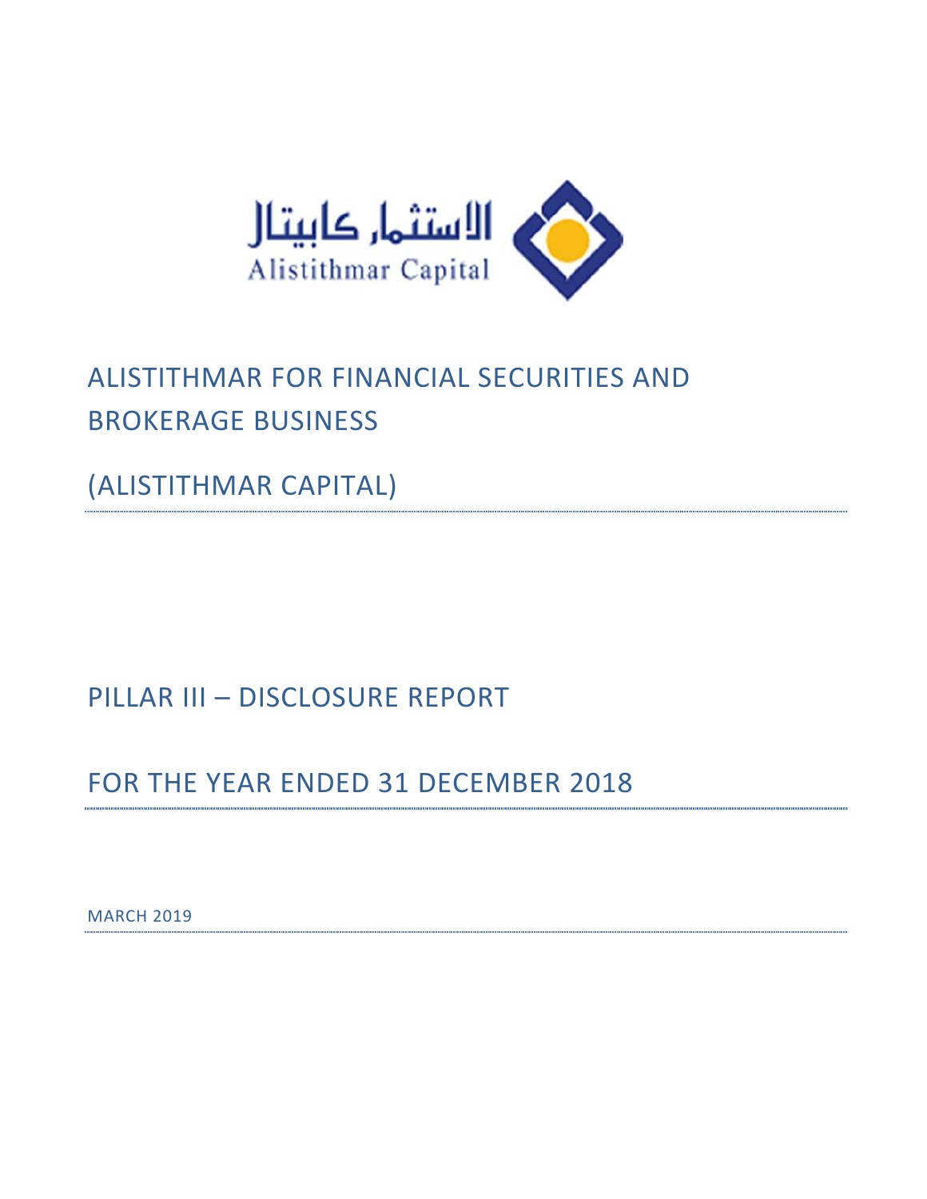الاستثمار كابيتال
Alistithmar Capital

# ALISTITHMAR FOR FINANCIAL SECURITIES AND BROKERAGE BUSINESS

# (ALISTITHMAR CAPITAL)

## PILLAR III – DISCLOSURE REPORT

## FOR THE YEAR ENDED 31 DECEMBER 2018

MARCH 2019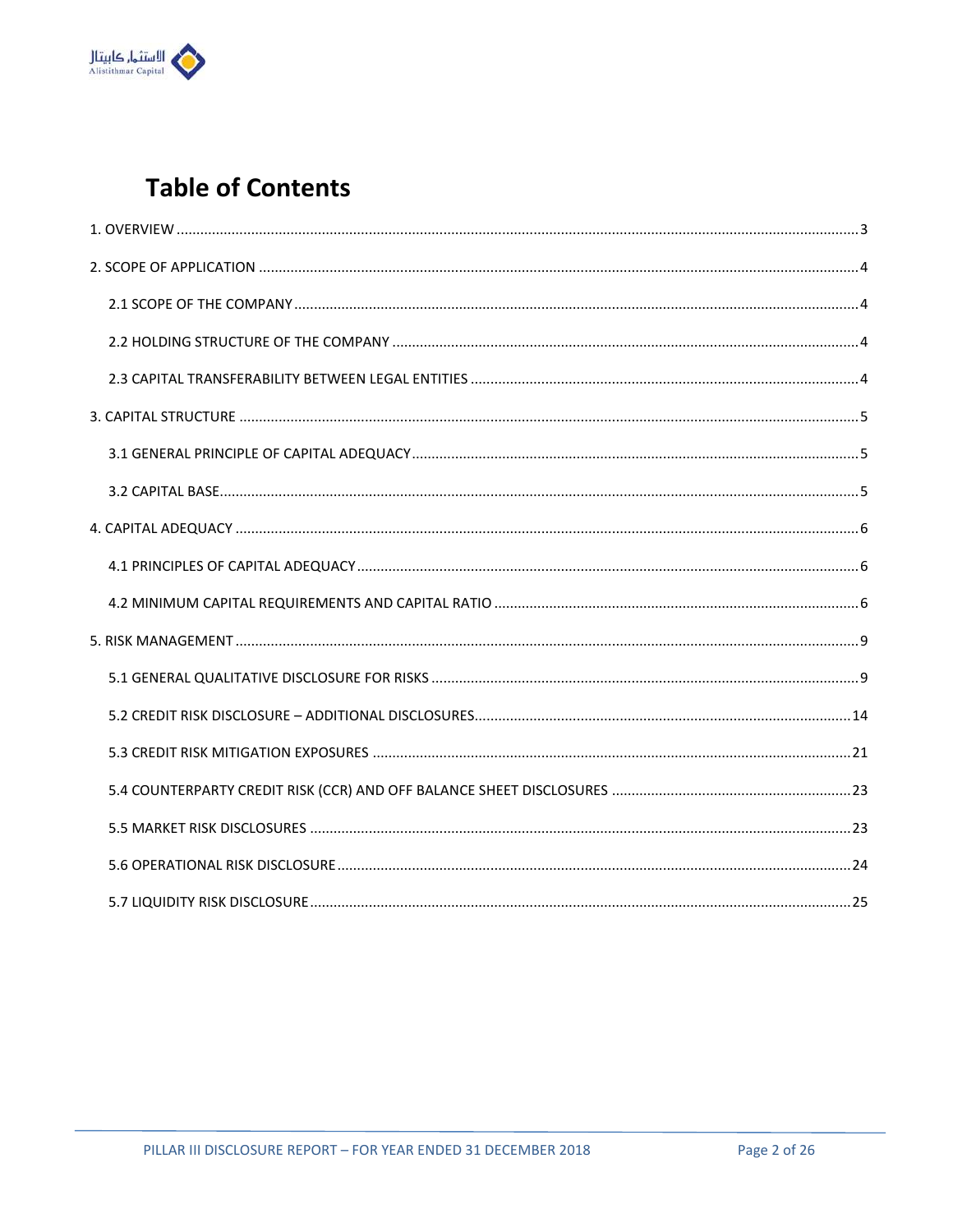# Table of Contents

1. OVERVIEW .......... 3

2. SCOPE OF APPLICATION .......... 4

   2.1 SCOPE OF THE COMPANY .......... 4

   2.2 HOLDING STRUCTURE OF THE COMPANY .......... 4

   2.3 CAPITAL TRANSFERABILITY BETWEEN LEGAL ENTITIES .......... 4

3. CAPITAL STRUCTURE .......... 5

   3.1 GENERAL PRINCIPLE OF CAPITAL ADEQUACY .......... 5

   3.2 CAPITAL BASE .......... 5

4. CAPITAL ADEQUACY .......... 6

   4.1 PRINCIPLES OF CAPITAL ADEQUACY .......... 6

   4.2 MINIMUM CAPITAL REQUIREMENTS AND CAPITAL RATIO .......... 6

5. RISK MANAGEMENT .......... 9

   5.1 GENERAL QUALITATIVE DISCLOSURE FOR RISKS .......... 9

   5.2 CREDIT RISK DISCLOSURE – ADDITIONAL DISCLOSURES .......... 14

   5.3 CREDIT RISK MITIGATION EXPOSURES .......... 21

   5.4 COUNTERPARTY CREDIT RISK (CCR) AND OFF BALANCE SHEET DISCLOSURES .......... 23

   5.5 MARKET RISK DISCLOSURES .......... 23

   5.6 OPERATIONAL RISK DISCLOSURE .......... 24

   5.7 LIQUIDITY RISK DISCLOSURE .......... 25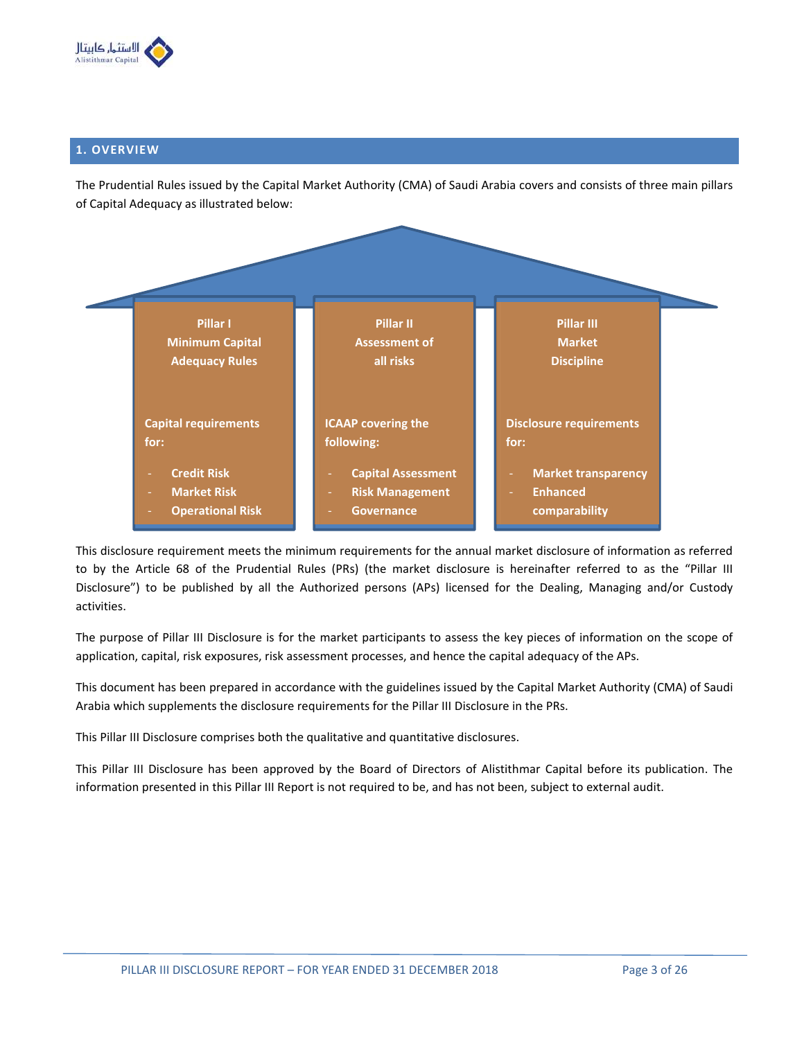## 1. OVERVIEW

The Prudential Rules issued by the Capital Market Authority (CMA) of Saudi Arabia covers and consists of three main pillars of Capital Adequacy as illustrated below:

| Pillar I<br>Minimum Capital Adequacy Rules | Pillar II<br>Assessment of all risks | Pillar III<br>Market Discipline |
|---|---|---|
| Capital requirements for:<br>- Credit Risk<br>- Market Risk<br>- Operational Risk | ICAAP covering the following:<br>- Capital Assessment<br>- Risk Management<br>- Governance | Disclosure requirements for:<br>- Market transparency<br>- Enhanced comparability |

This disclosure requirement meets the minimum requirements for the annual market disclosure of information as referred to by the Article 68 of the Prudential Rules (PRs) (the market disclosure is hereinafter referred to as the "Pillar III Disclosure") to be published by all the Authorized persons (APs) licensed for the Dealing, Managing and/or Custody activities.

The purpose of Pillar III Disclosure is for the market participants to assess the key pieces of information on the scope of application, capital, risk exposures, risk assessment processes, and hence the capital adequacy of the APs.

This document has been prepared in accordance with the guidelines issued by the Capital Market Authority (CMA) of Saudi Arabia which supplements the disclosure requirements for the Pillar III Disclosure in the PRs.

This Pillar III Disclosure comprises both the qualitative and quantitative disclosures.

This Pillar III Disclosure has been approved by the Board of Directors of Alistithmar Capital before its publication. The information presented in this Pillar III Report is not required to be, and has not been, subject to external audit.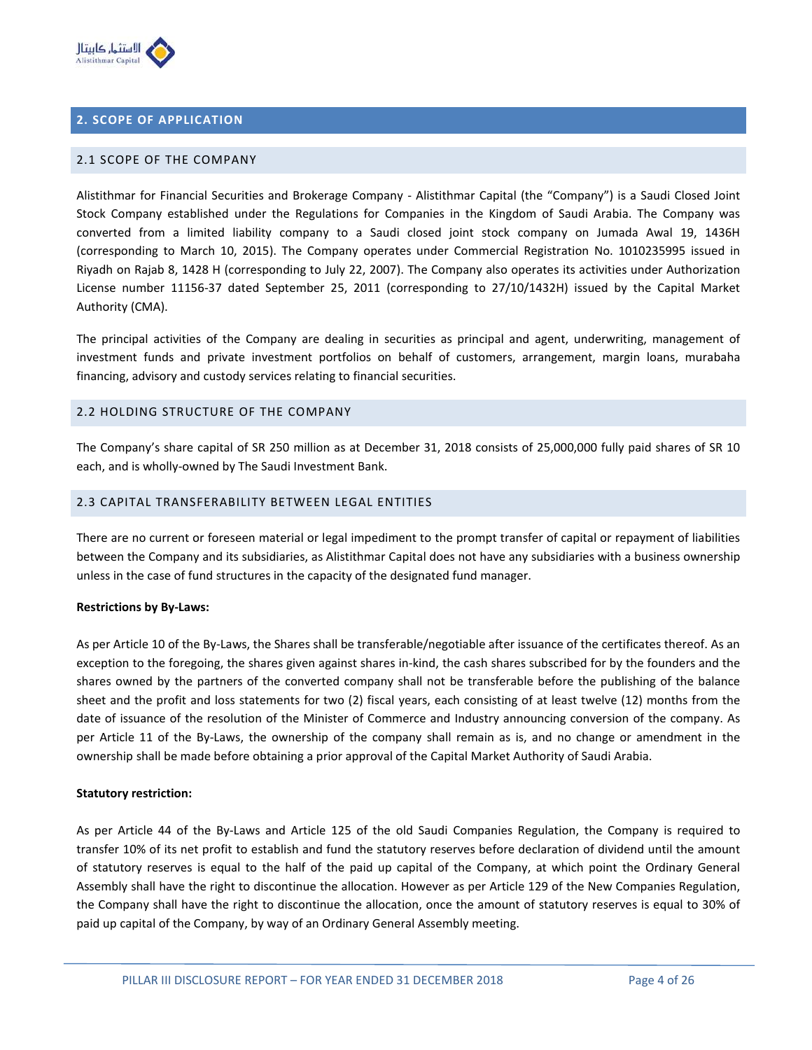## 2. SCOPE OF APPLICATION

### 2.1 SCOPE OF THE COMPANY

Alistithmar for Financial Securities and Brokerage Company - Alistithmar Capital (the "Company") is a Saudi Closed Joint Stock Company established under the Regulations for Companies in the Kingdom of Saudi Arabia. The Company was converted from a limited liability company to a Saudi closed joint stock company on Jumada Awal 19, 1436H (corresponding to March 10, 2015). The Company operates under Commercial Registration No. 1010235995 issued in Riyadh on Rajab 8, 1428 H (corresponding to July 22, 2007). The Company also operates its activities under Authorization License number 11156-37 dated September 25, 2011 (corresponding to 27/10/1432H) issued by the Capital Market Authority (CMA).

The principal activities of the Company are dealing in securities as principal and agent, underwriting, management of investment funds and private investment portfolios on behalf of customers, arrangement, margin loans, murabaha financing, advisory and custody services relating to financial securities.

### 2.2 HOLDING STRUCTURE OF THE COMPANY

The Company's share capital of SR 250 million as at December 31, 2018 consists of 25,000,000 fully paid shares of SR 10 each, and is wholly-owned by The Saudi Investment Bank.

### 2.3 CAPITAL TRANSFERABILITY BETWEEN LEGAL ENTITIES

There are no current or foreseen material or legal impediment to the prompt transfer of capital or repayment of liabilities between the Company and its subsidiaries, as Alistithmar Capital does not have any subsidiaries with a business ownership unless in the case of fund structures in the capacity of the designated fund manager.

**Restrictions by By-Laws:**

As per Article 10 of the By-Laws, the Shares shall be transferable/negotiable after issuance of the certificates thereof. As an exception to the foregoing, the shares given against shares in-kind, the cash shares subscribed for by the founders and the shares owned by the partners of the converted company shall not be transferable before the publishing of the balance sheet and the profit and loss statements for two (2) fiscal years, each consisting of at least twelve (12) months from the date of issuance of the resolution of the Minister of Commerce and Industry announcing conversion of the company. As per Article 11 of the By-Laws, the ownership of the company shall remain as is, and no change or amendment in the ownership shall be made before obtaining a prior approval of the Capital Market Authority of Saudi Arabia.

**Statutory restriction:**

As per Article 44 of the By-Laws and Article 125 of the old Saudi Companies Regulation, the Company is required to transfer 10% of its net profit to establish and fund the statutory reserves before declaration of dividend until the amount of statutory reserves is equal to the half of the paid up capital of the Company, at which point the Ordinary General Assembly shall have the right to discontinue the allocation. However as per Article 129 of the New Companies Regulation, the Company shall have the right to discontinue the allocation, once the amount of statutory reserves is equal to 30% of paid up capital of the Company, by way of an Ordinary General Assembly meeting.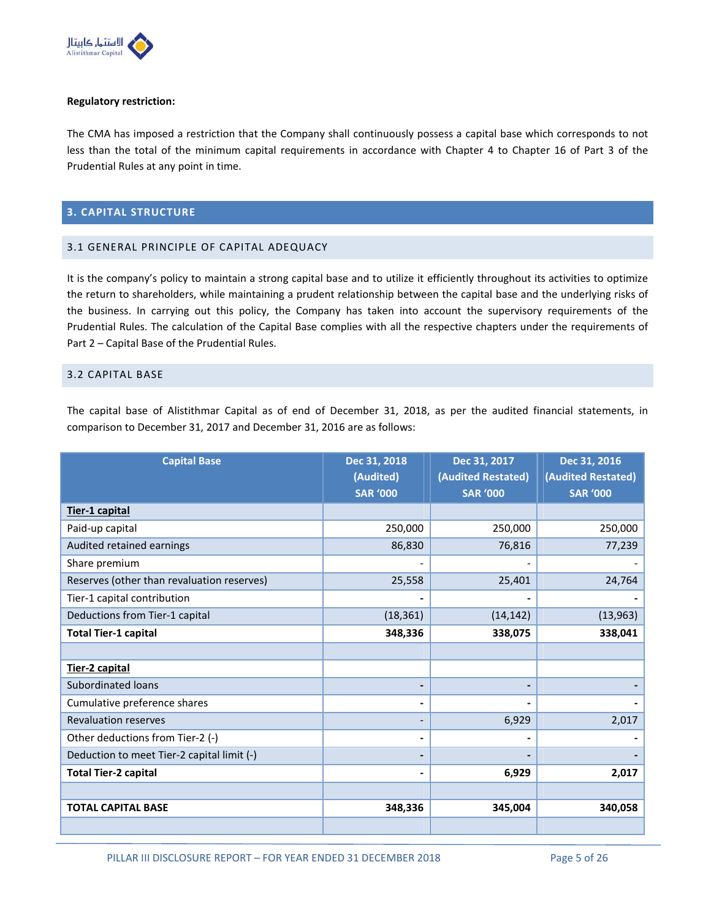**Regulatory restriction:**

The CMA has imposed a restriction that the Company shall continuously possess a capital base which corresponds to not less than the total of the minimum capital requirements in accordance with Chapter 4 to Chapter 16 of Part 3 of the Prudential Rules at any point in time.

## 3. CAPITAL STRUCTURE

### 3.1 GENERAL PRINCIPLE OF CAPITAL ADEQUACY

It is the company's policy to maintain a strong capital base and to utilize it efficiently throughout its activities to optimize the return to shareholders, while maintaining a prudent relationship between the capital base and the underlying risks of the business. In carrying out this policy, the Company has taken into account the supervisory requirements of the Prudential Rules. The calculation of the Capital Base complies with all the respective chapters under the requirements of Part 2 – Capital Base of the Prudential Rules.

### 3.2 CAPITAL BASE

The capital base of Alistithmar Capital as of end of December 31, 2018, as per the audited financial statements, in comparison to December 31, 2017 and December 31, 2016 are as follows:

| Capital Base | Dec 31, 2018 (Audited) SAR '000 | Dec 31, 2017 (Audited Restated) SAR '000 | Dec 31, 2016 (Audited Restated) SAR '000 |
|---|---|---|---|
| **Tier-1 capital** | | | |
| Paid-up capital | 250,000 | 250,000 | 250,000 |
| Audited retained earnings | 86,830 | 76,816 | 77,239 |
| Share premium | - | - | - |
| Reserves (other than revaluation reserves) | 25,558 | 25,401 | 24,764 |
| Tier-1 capital contribution | - | - | - |
| Deductions from Tier-1 capital | (18,361) | (14,142) | (13,963) |
| **Total Tier-1 capital** | **348,336** | **338,075** | **338,041** |
| | | | |
| **Tier-2 capital** | | | |
| Subordinated loans | - | - | - |
| Cumulative preference shares | - | - | - |
| Revaluation reserves | - | 6,929 | 2,017 |
| Other deductions from Tier-2 (-) | - | - | - |
| Deduction to meet Tier-2 capital limit (-) | - | - | - |
| **Total Tier-2 capital** | **-** | **6,929** | **2,017** |
| | | | |
| **TOTAL CAPITAL BASE** | **348,336** | **345,004** | **340,058** |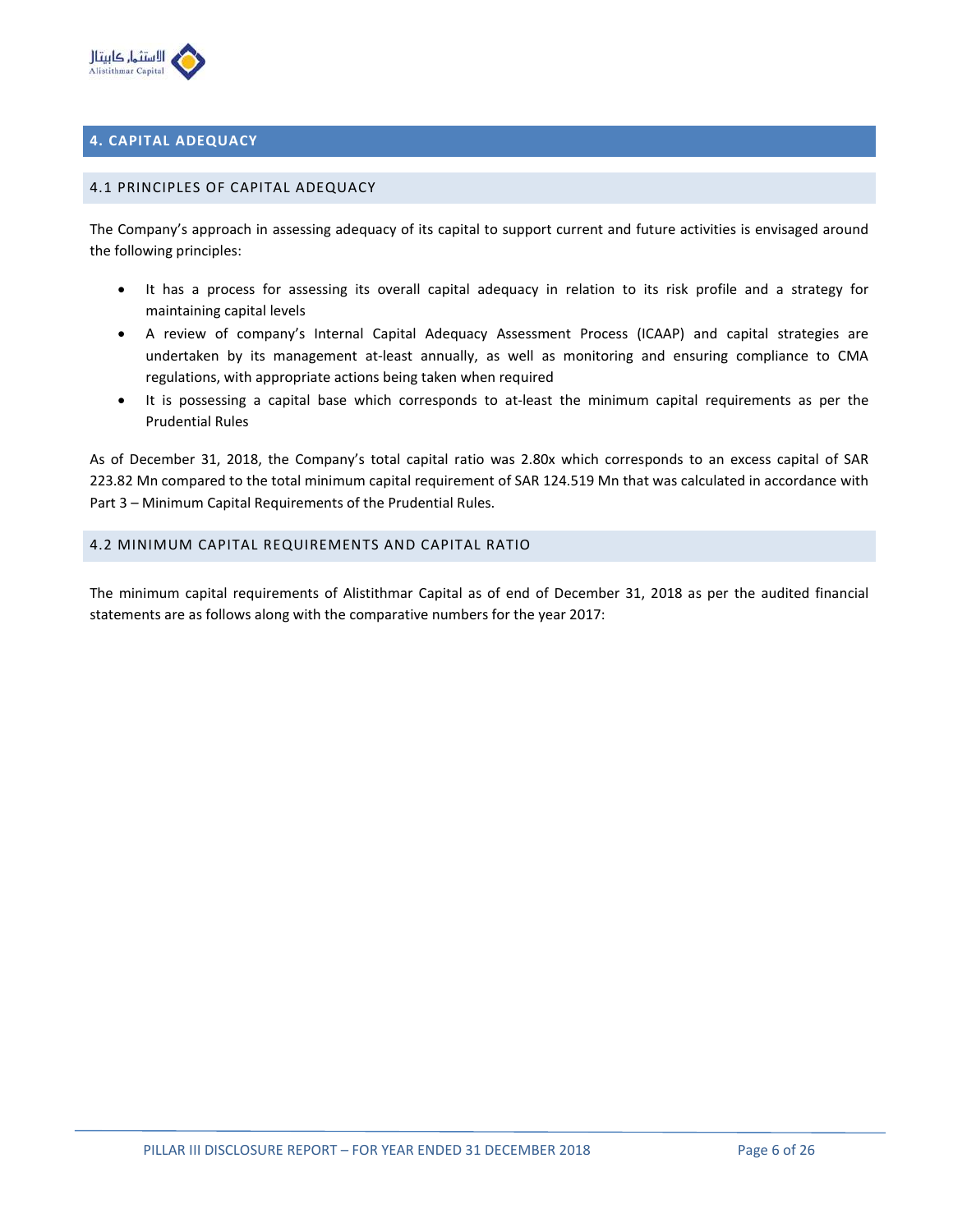## 4. CAPITAL ADEQUACY

### 4.1 PRINCIPLES OF CAPITAL ADEQUACY

The Company's approach in assessing adequacy of its capital to support current and future activities is envisaged around the following principles:

- It has a process for assessing its overall capital adequacy in relation to its risk profile and a strategy for maintaining capital levels
- A review of company's Internal Capital Adequacy Assessment Process (ICAAP) and capital strategies are undertaken by its management at-least annually, as well as monitoring and ensuring compliance to CMA regulations, with appropriate actions being taken when required
- It is possessing a capital base which corresponds to at-least the minimum capital requirements as per the Prudential Rules

As of December 31, 2018, the Company's total capital ratio was 2.80x which corresponds to an excess capital of SAR 223.82 Mn compared to the total minimum capital requirement of SAR 124.519 Mn that was calculated in accordance with Part 3 – Minimum Capital Requirements of the Prudential Rules.

### 4.2 MINIMUM CAPITAL REQUIREMENTS AND CAPITAL RATIO

The minimum capital requirements of Alistithmar Capital as of end of December 31, 2018 as per the audited financial statements are as follows along with the comparative numbers for the year 2017: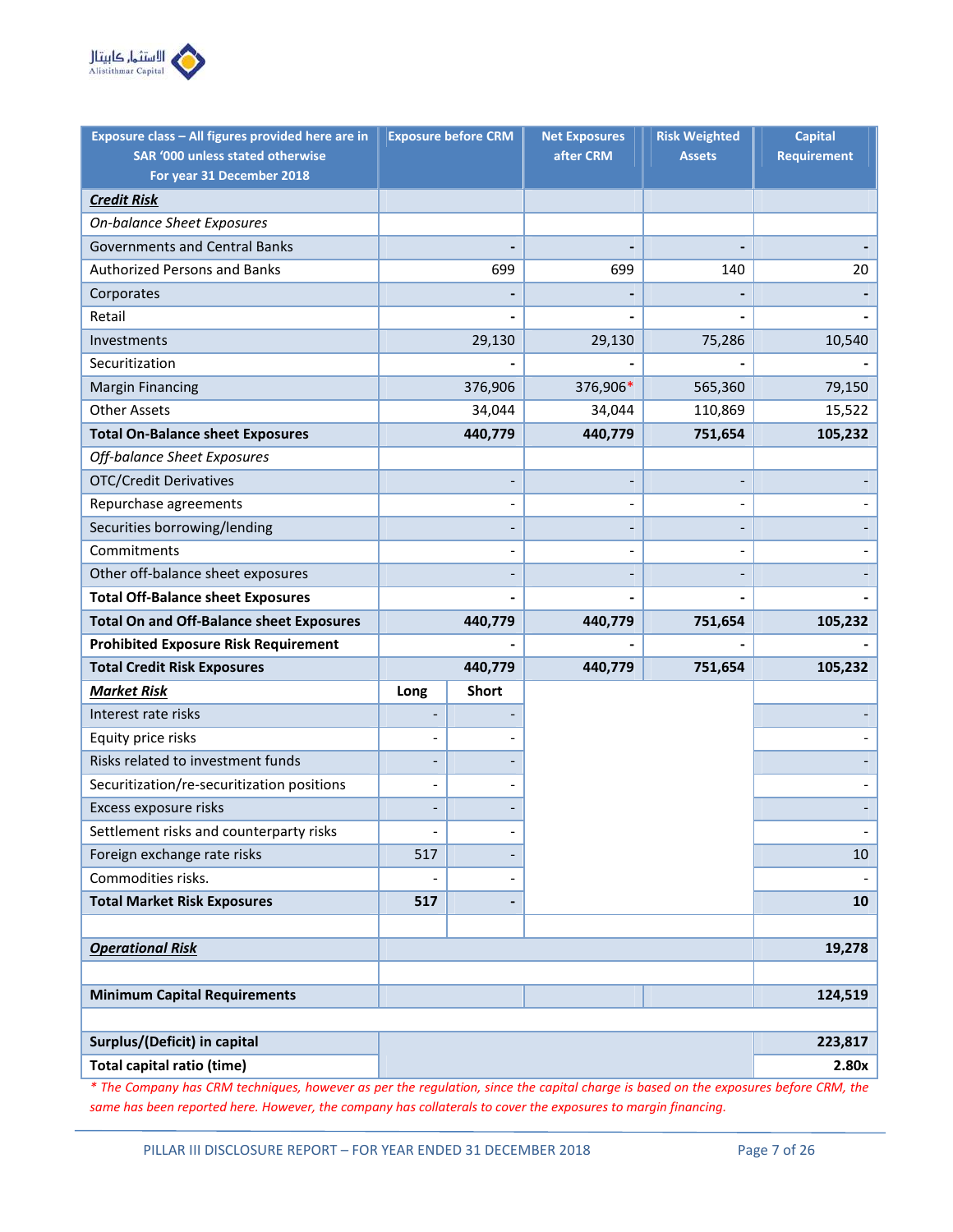| Exposure class – All figures provided here are in SAR '000 unless stated otherwise For year 31 December 2018 | Exposure before CRM | | Net Exposures after CRM | Risk Weighted Assets | Capital Requirement |
|---|---|---|---|---|---|
| ***Credit Risk*** | | | | | |
| *On-balance Sheet Exposures* | | | | | |
| Governments and Central Banks | - | | - | - | - |
| Authorized Persons and Banks | 699 | | 699 | 140 | 20 |
| Corporates | - | | - | - | - |
| Retail | - | | - | - | - |
| Investments | 29,130 | | 29,130 | 75,286 | 10,540 |
| Securitization | - | | - | - | - |
| Margin Financing | 376,906 | | 376,906* | 565,360 | 79,150 |
| Other Assets | 34,044 | | 34,044 | 110,869 | 15,522 |
| **Total On-Balance sheet Exposures** | **440,779** | | **440,779** | **751,654** | **105,232** |
| *Off-balance Sheet Exposures* | | | | | |
| OTC/Credit Derivatives | - | | - | - | - |
| Repurchase agreements | - | | - | - | - |
| Securities borrowing/lending | - | | - | - | - |
| Commitments | - | | - | - | - |
| Other off-balance sheet exposures | - | | - | - | - |
| **Total Off-Balance sheet Exposures** | **-** | | **-** | **-** | **-** |
| **Total On and Off-Balance sheet Exposures** | **440,779** | | **440,779** | **751,654** | **105,232** |
| **Prohibited Exposure Risk Requirement** | **-** | | **-** | **-** | **-** |
| **Total Credit Risk Exposures** | **440,779** | | **440,779** | **751,654** | **105,232** |
| ***Market Risk*** | **Long** | **Short** | | | |
| Interest rate risks | - | - | | | - |
| Equity price risks | - | - | | | - |
| Risks related to investment funds | - | - | | | - |
| Securitization/re-securitization positions | - | - | | | - |
| Excess exposure risks | - | - | | | - |
| Settlement risks and counterparty risks | - | - | | | - |
| Foreign exchange rate risks | 517 | - | | | 10 |
| Commodities risks. | - | - | | | - |
| **Total Market Risk Exposures** | **517** | **-** | | | **10** |
| | | | | | |
| ***Operational Risk*** | | | | | **19,278** |
| | | | | | |
| **Minimum Capital Requirements** | | | | | **124,519** |
| | | | | | |
| **Surplus/(Deficit) in capital** | | | | | **223,817** |
| **Total capital ratio (time)** | | | | | **2.80x** |

*\* The Company has CRM techniques, however as per the regulation, since the capital charge is based on the exposures before CRM, the same has been reported here. However, the company has collaterals to cover the exposures to margin financing.*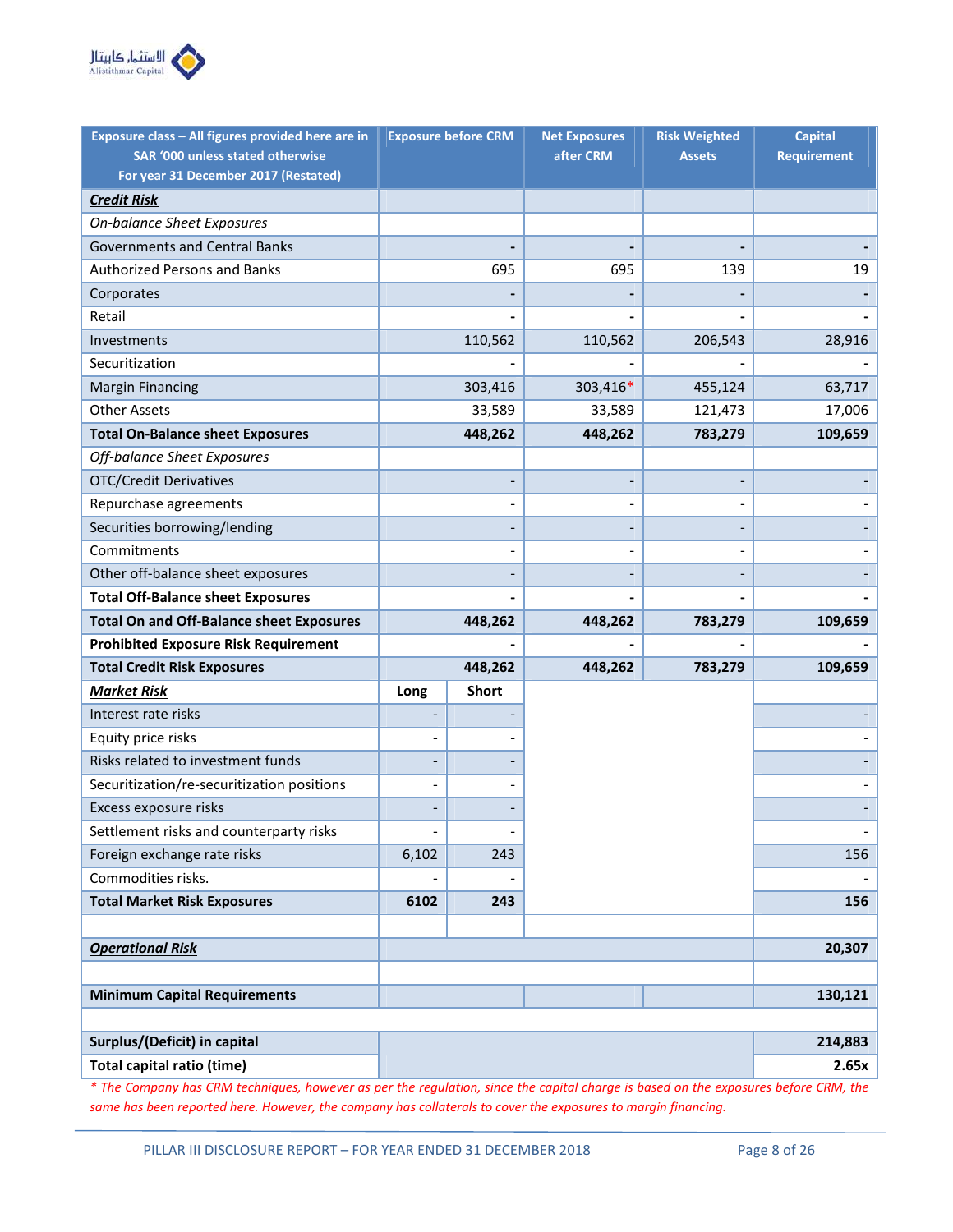| Exposure class – All figures provided here are in SAR '000 unless stated otherwise For year 31 December 2017 (Restated) | Exposure before CRM | | Net Exposures after CRM | Risk Weighted Assets | Capital Requirement |
|---|---|---|---|---|---|
| ***Credit Risk*** | | | | | |
| *On-balance Sheet Exposures* | | | | | |
| Governments and Central Banks | - | | - | - | - |
| Authorized Persons and Banks | 695 | | 695 | 139 | 19 |
| Corporates | - | | - | - | - |
| Retail | - | | - | - | - |
| Investments | 110,562 | | 110,562 | 206,543 | 28,916 |
| Securitization | - | | - | - | - |
| Margin Financing | 303,416 | | 303,416* | 455,124 | 63,717 |
| Other Assets | 33,589 | | 33,589 | 121,473 | 17,006 |
| **Total On-Balance sheet Exposures** | **448,262** | | **448,262** | **783,279** | **109,659** |
| *Off-balance Sheet Exposures* | | | | | |
| OTC/Credit Derivatives | - | | - | - | - |
| Repurchase agreements | - | | - | - | - |
| Securities borrowing/lending | - | | - | - | - |
| Commitments | - | | - | - | - |
| Other off-balance sheet exposures | - | | - | - | - |
| **Total Off-Balance sheet Exposures** | **-** | | **-** | **-** | **-** |
| **Total On and Off-Balance sheet Exposures** | **448,262** | | **448,262** | **783,279** | **109,659** |
| **Prohibited Exposure Risk Requirement** | **-** | | **-** | **-** | **-** |
| **Total Credit Risk Exposures** | **448,262** | | **448,262** | **783,279** | **109,659** |
| ***Market Risk*** | **Long** | **Short** | | | |
| Interest rate risks | - | - | | | - |
| Equity price risks | - | - | | | - |
| Risks related to investment funds | - | - | | | - |
| Securitization/re-securitization positions | - | - | | | - |
| Excess exposure risks | - | - | | | - |
| Settlement risks and counterparty risks | - | - | | | - |
| Foreign exchange rate risks | 6,102 | 243 | | | 156 |
| Commodities risks. | - | - | | | - |
| **Total Market Risk Exposures** | **6102** | **243** | | | **156** |
| | | | | | |
| ***Operational Risk*** | | | | | **20,307** |
| | | | | | |
| **Minimum Capital Requirements** | | | | | **130,121** |
| | | | | | |
| **Surplus/(Deficit) in capital** | | | | | **214,883** |
| **Total capital ratio (time)** | | | | | **2.65x** |

*\* The Company has CRM techniques, however as per the regulation, since the capital charge is based on the exposures before CRM, the same has been reported here. However, the company has collaterals to cover the exposures to margin financing.*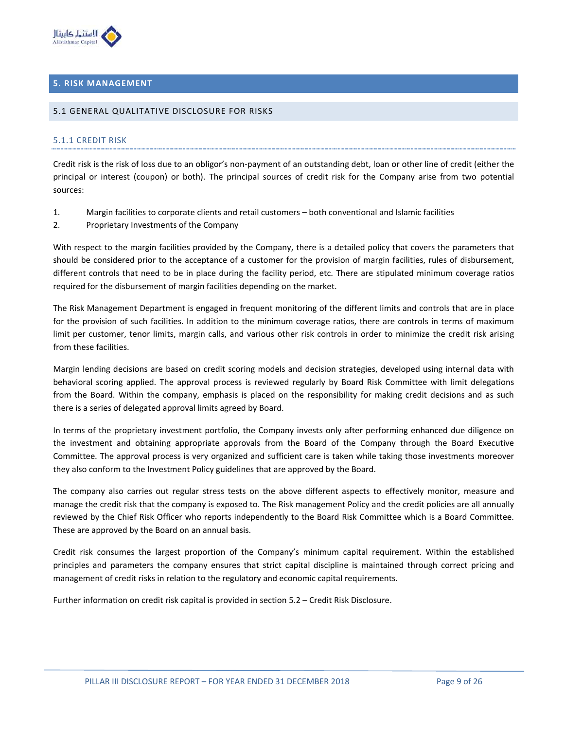# 5. RISK MANAGEMENT

## 5.1 GENERAL QUALITATIVE DISCLOSURE FOR RISKS

### 5.1.1 CREDIT RISK

Credit risk is the risk of loss due to an obligor's non-payment of an outstanding debt, loan or other line of credit (either the principal or interest (coupon) or both). The principal sources of credit risk for the Company arise from two potential sources:

1. Margin facilities to corporate clients and retail customers – both conventional and Islamic facilities
2. Proprietary Investments of the Company

With respect to the margin facilities provided by the Company, there is a detailed policy that covers the parameters that should be considered prior to the acceptance of a customer for the provision of margin facilities, rules of disbursement, different controls that need to be in place during the facility period, etc. There are stipulated minimum coverage ratios required for the disbursement of margin facilities depending on the market.

The Risk Management Department is engaged in frequent monitoring of the different limits and controls that are in place for the provision of such facilities. In addition to the minimum coverage ratios, there are controls in terms of maximum limit per customer, tenor limits, margin calls, and various other risk controls in order to minimize the credit risk arising from these facilities.

Margin lending decisions are based on credit scoring models and decision strategies, developed using internal data with behavioral scoring applied. The approval process is reviewed regularly by Board Risk Committee with limit delegations from the Board. Within the company, emphasis is placed on the responsibility for making credit decisions and as such there is a series of delegated approval limits agreed by Board.

In terms of the proprietary investment portfolio, the Company invests only after performing enhanced due diligence on the investment and obtaining appropriate approvals from the Board of the Company through the Board Executive Committee. The approval process is very organized and sufficient care is taken while taking those investments moreover they also conform to the Investment Policy guidelines that are approved by the Board.

The company also carries out regular stress tests on the above different aspects to effectively monitor, measure and manage the credit risk that the company is exposed to. The Risk management Policy and the credit policies are all annually reviewed by the Chief Risk Officer who reports independently to the Board Risk Committee which is a Board Committee. These are approved by the Board on an annual basis.

Credit risk consumes the largest proportion of the Company's minimum capital requirement. Within the established principles and parameters the company ensures that strict capital discipline is maintained through correct pricing and management of credit risks in relation to the regulatory and economic capital requirements.

Further information on credit risk capital is provided in section 5.2 – Credit Risk Disclosure.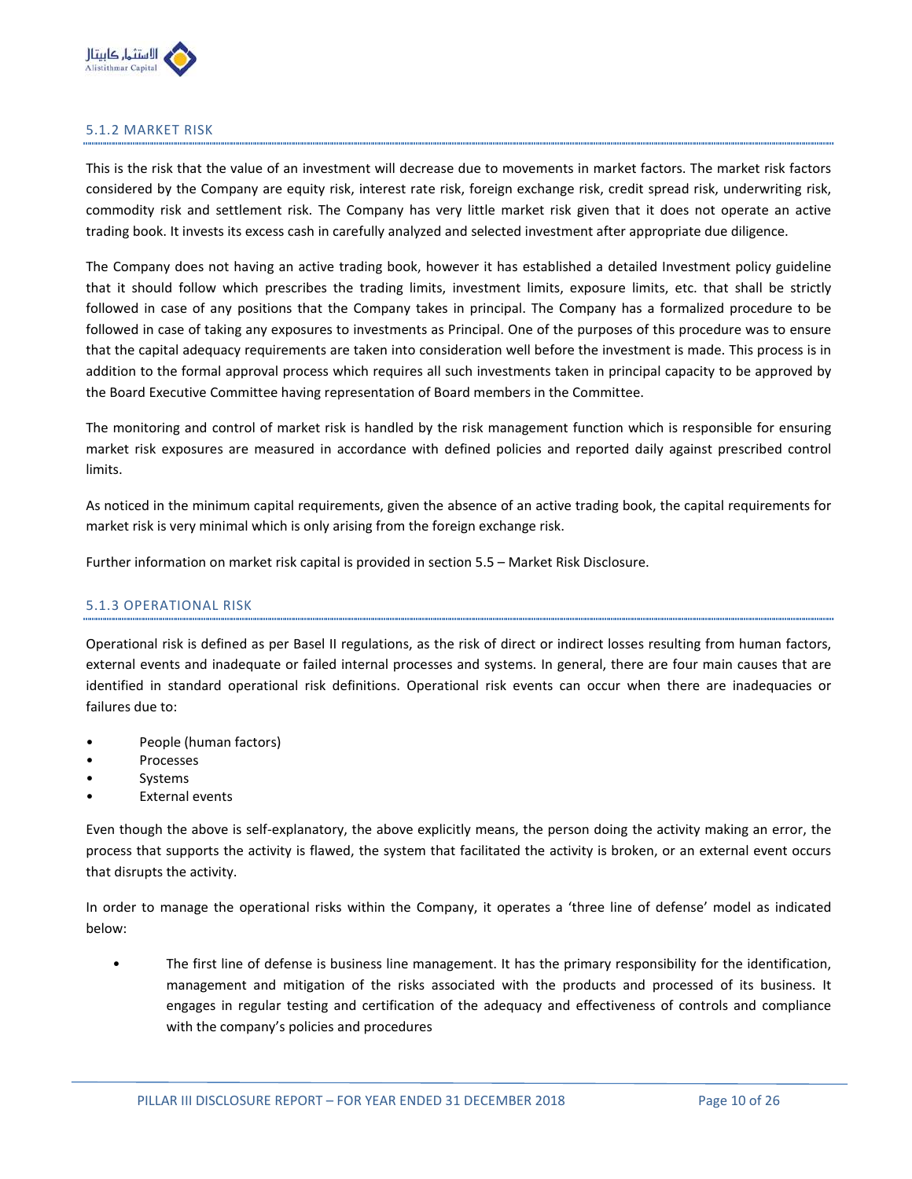### 5.1.2 MARKET RISK

This is the risk that the value of an investment will decrease due to movements in market factors. The market risk factors considered by the Company are equity risk, interest rate risk, foreign exchange risk, credit spread risk, underwriting risk, commodity risk and settlement risk. The Company has very little market risk given that it does not operate an active trading book. It invests its excess cash in carefully analyzed and selected investment after appropriate due diligence.

The Company does not having an active trading book, however it has established a detailed Investment policy guideline that it should follow which prescribes the trading limits, investment limits, exposure limits, etc. that shall be strictly followed in case of any positions that the Company takes in principal. The Company has a formalized procedure to be followed in case of taking any exposures to investments as Principal. One of the purposes of this procedure was to ensure that the capital adequacy requirements are taken into consideration well before the investment is made. This process is in addition to the formal approval process which requires all such investments taken in principal capacity to be approved by the Board Executive Committee having representation of Board members in the Committee.

The monitoring and control of market risk is handled by the risk management function which is responsible for ensuring market risk exposures are measured in accordance with defined policies and reported daily against prescribed control limits.

As noticed in the minimum capital requirements, given the absence of an active trading book, the capital requirements for market risk is very minimal which is only arising from the foreign exchange risk.

Further information on market risk capital is provided in section 5.5 – Market Risk Disclosure.

### 5.1.3 OPERATIONAL RISK

Operational risk is defined as per Basel II regulations, as the risk of direct or indirect losses resulting from human factors, external events and inadequate or failed internal processes and systems. In general, there are four main causes that are identified in standard operational risk definitions. Operational risk events can occur when there are inadequacies or failures due to:

- People (human factors)
- Processes
- Systems
- External events

Even though the above is self-explanatory, the above explicitly means, the person doing the activity making an error, the process that supports the activity is flawed, the system that facilitated the activity is broken, or an external event occurs that disrupts the activity.

In order to manage the operational risks within the Company, it operates a 'three line of defense' model as indicated below:

- The first line of defense is business line management. It has the primary responsibility for the identification, management and mitigation of the risks associated with the products and processed of its business. It engages in regular testing and certification of the adequacy and effectiveness of controls and compliance with the company's policies and procedures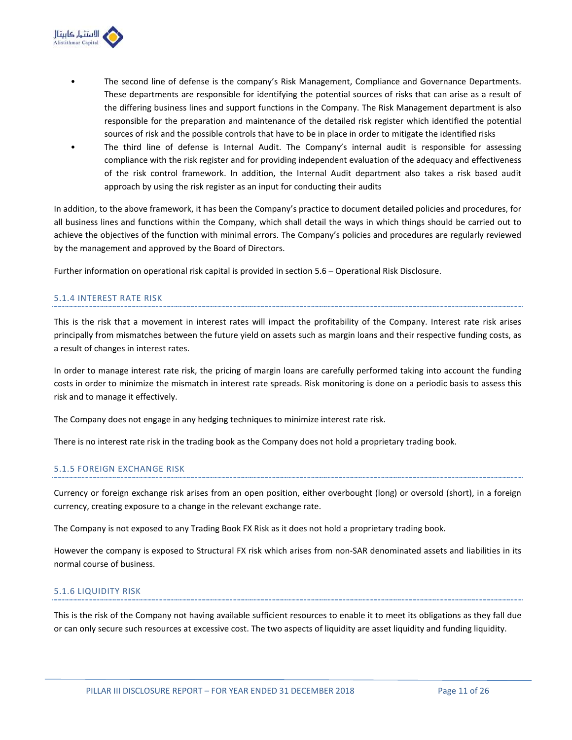- The second line of defense is the company's Risk Management, Compliance and Governance Departments. These departments are responsible for identifying the potential sources of risks that can arise as a result of the differing business lines and support functions in the Company. The Risk Management department is also responsible for the preparation and maintenance of the detailed risk register which identified the potential sources of risk and the possible controls that have to be in place in order to mitigate the identified risks
- The third line of defense is Internal Audit. The Company's internal audit is responsible for assessing compliance with the risk register and for providing independent evaluation of the adequacy and effectiveness of the risk control framework. In addition, the Internal Audit department also takes a risk based audit approach by using the risk register as an input for conducting their audits

In addition, to the above framework, it has been the Company's practice to document detailed policies and procedures, for all business lines and functions within the Company, which shall detail the ways in which things should be carried out to achieve the objectives of the function with minimal errors. The Company's policies and procedures are regularly reviewed by the management and approved by the Board of Directors.

Further information on operational risk capital is provided in section 5.6 – Operational Risk Disclosure.

### 5.1.4 INTEREST RATE RISK

This is the risk that a movement in interest rates will impact the profitability of the Company. Interest rate risk arises principally from mismatches between the future yield on assets such as margin loans and their respective funding costs, as a result of changes in interest rates.

In order to manage interest rate risk, the pricing of margin loans are carefully performed taking into account the funding costs in order to minimize the mismatch in interest rate spreads. Risk monitoring is done on a periodic basis to assess this risk and to manage it effectively.

The Company does not engage in any hedging techniques to minimize interest rate risk.

There is no interest rate risk in the trading book as the Company does not hold a proprietary trading book.

### 5.1.5 FOREIGN EXCHANGE RISK

Currency or foreign exchange risk arises from an open position, either overbought (long) or oversold (short), in a foreign currency, creating exposure to a change in the relevant exchange rate.

The Company is not exposed to any Trading Book FX Risk as it does not hold a proprietary trading book.

However the company is exposed to Structural FX risk which arises from non-SAR denominated assets and liabilities in its normal course of business.

### 5.1.6 LIQUIDITY RISK

This is the risk of the Company not having available sufficient resources to enable it to meet its obligations as they fall due or can only secure such resources at excessive cost. The two aspects of liquidity are asset liquidity and funding liquidity.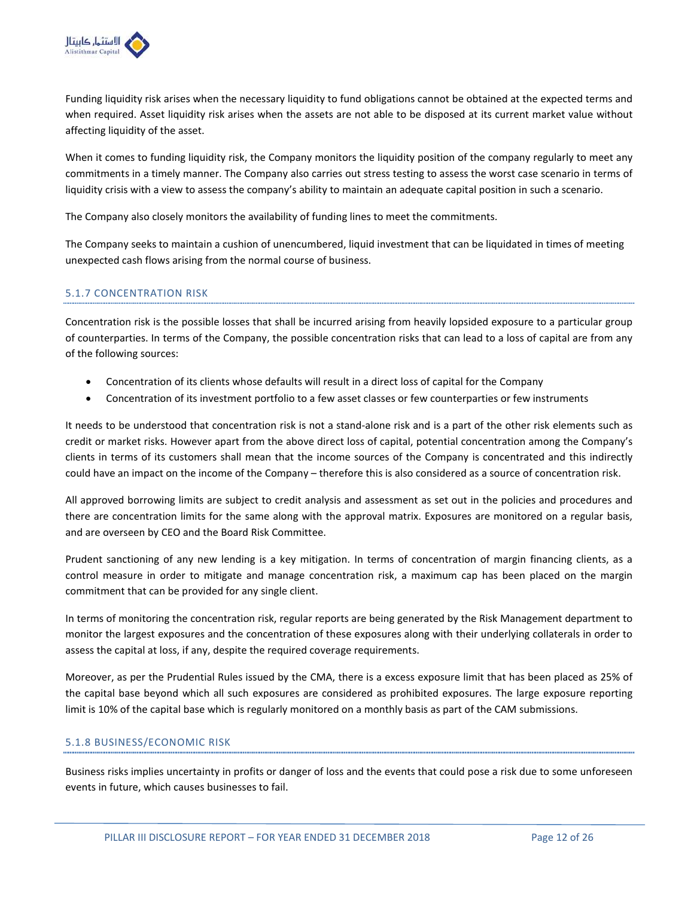Funding liquidity risk arises when the necessary liquidity to fund obligations cannot be obtained at the expected terms and when required. Asset liquidity risk arises when the assets are not able to be disposed at its current market value without affecting liquidity of the asset.

When it comes to funding liquidity risk, the Company monitors the liquidity position of the company regularly to meet any commitments in a timely manner. The Company also carries out stress testing to assess the worst case scenario in terms of liquidity crisis with a view to assess the company's ability to maintain an adequate capital position in such a scenario.

The Company also closely monitors the availability of funding lines to meet the commitments.

The Company seeks to maintain a cushion of unencumbered, liquid investment that can be liquidated in times of meeting unexpected cash flows arising from the normal course of business.

### 5.1.7 CONCENTRATION RISK

Concentration risk is the possible losses that shall be incurred arising from heavily lopsided exposure to a particular group of counterparties. In terms of the Company, the possible concentration risks that can lead to a loss of capital are from any of the following sources:

- Concentration of its clients whose defaults will result in a direct loss of capital for the Company
- Concentration of its investment portfolio to a few asset classes or few counterparties or few instruments

It needs to be understood that concentration risk is not a stand-alone risk and is a part of the other risk elements such as credit or market risks. However apart from the above direct loss of capital, potential concentration among the Company's clients in terms of its customers shall mean that the income sources of the Company is concentrated and this indirectly could have an impact on the income of the Company – therefore this is also considered as a source of concentration risk.

All approved borrowing limits are subject to credit analysis and assessment as set out in the policies and procedures and there are concentration limits for the same along with the approval matrix. Exposures are monitored on a regular basis, and are overseen by CEO and the Board Risk Committee.

Prudent sanctioning of any new lending is a key mitigation. In terms of concentration of margin financing clients, as a control measure in order to mitigate and manage concentration risk, a maximum cap has been placed on the margin commitment that can be provided for any single client.

In terms of monitoring the concentration risk, regular reports are being generated by the Risk Management department to monitor the largest exposures and the concentration of these exposures along with their underlying collaterals in order to assess the capital at loss, if any, despite the required coverage requirements.

Moreover, as per the Prudential Rules issued by the CMA, there is a excess exposure limit that has been placed as 25% of the capital base beyond which all such exposures are considered as prohibited exposures. The large exposure reporting limit is 10% of the capital base which is regularly monitored on a monthly basis as part of the CAM submissions.

### 5.1.8 BUSINESS/ECONOMIC RISK

Business risks implies uncertainty in profits or danger of loss and the events that could pose a risk due to some unforeseen events in future, which causes businesses to fail.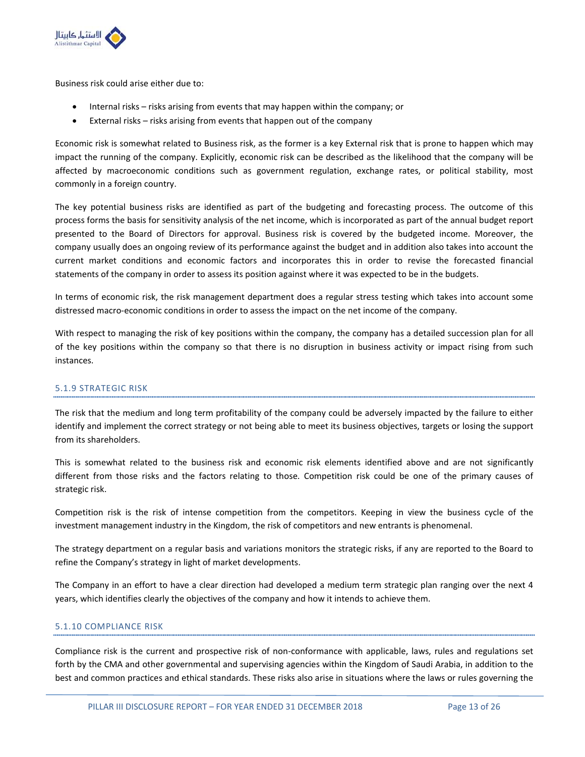Business risk could arise either due to:

- Internal risks – risks arising from events that may happen within the company; or
- External risks – risks arising from events that happen out of the company

Economic risk is somewhat related to Business risk, as the former is a key External risk that is prone to happen which may impact the running of the company. Explicitly, economic risk can be described as the likelihood that the company will be affected by macroeconomic conditions such as government regulation, exchange rates, or political stability, most commonly in a foreign country.

The key potential business risks are identified as part of the budgeting and forecasting process. The outcome of this process forms the basis for sensitivity analysis of the net income, which is incorporated as part of the annual budget report presented to the Board of Directors for approval. Business risk is covered by the budgeted income. Moreover, the company usually does an ongoing review of its performance against the budget and in addition also takes into account the current market conditions and economic factors and incorporates this in order to revise the forecasted financial statements of the company in order to assess its position against where it was expected to be in the budgets.

In terms of economic risk, the risk management department does a regular stress testing which takes into account some distressed macro-economic conditions in order to assess the impact on the net income of the company.

With respect to managing the risk of key positions within the company, the company has a detailed succession plan for all of the key positions within the company so that there is no disruption in business activity or impact rising from such instances.

### 5.1.9 STRATEGIC RISK

The risk that the medium and long term profitability of the company could be adversely impacted by the failure to either identify and implement the correct strategy or not being able to meet its business objectives, targets or losing the support from its shareholders.

This is somewhat related to the business risk and economic risk elements identified above and are not significantly different from those risks and the factors relating to those. Competition risk could be one of the primary causes of strategic risk.

Competition risk is the risk of intense competition from the competitors. Keeping in view the business cycle of the investment management industry in the Kingdom, the risk of competitors and new entrants is phenomenal.

The strategy department on a regular basis and variations monitors the strategic risks, if any are reported to the Board to refine the Company's strategy in light of market developments.

The Company in an effort to have a clear direction had developed a medium term strategic plan ranging over the next 4 years, which identifies clearly the objectives of the company and how it intends to achieve them.

### 5.1.10 COMPLIANCE RISK

Compliance risk is the current and prospective risk of non-conformance with applicable, laws, rules and regulations set forth by the CMA and other governmental and supervising agencies within the Kingdom of Saudi Arabia, in addition to the best and common practices and ethical standards. These risks also arise in situations where the laws or rules governing the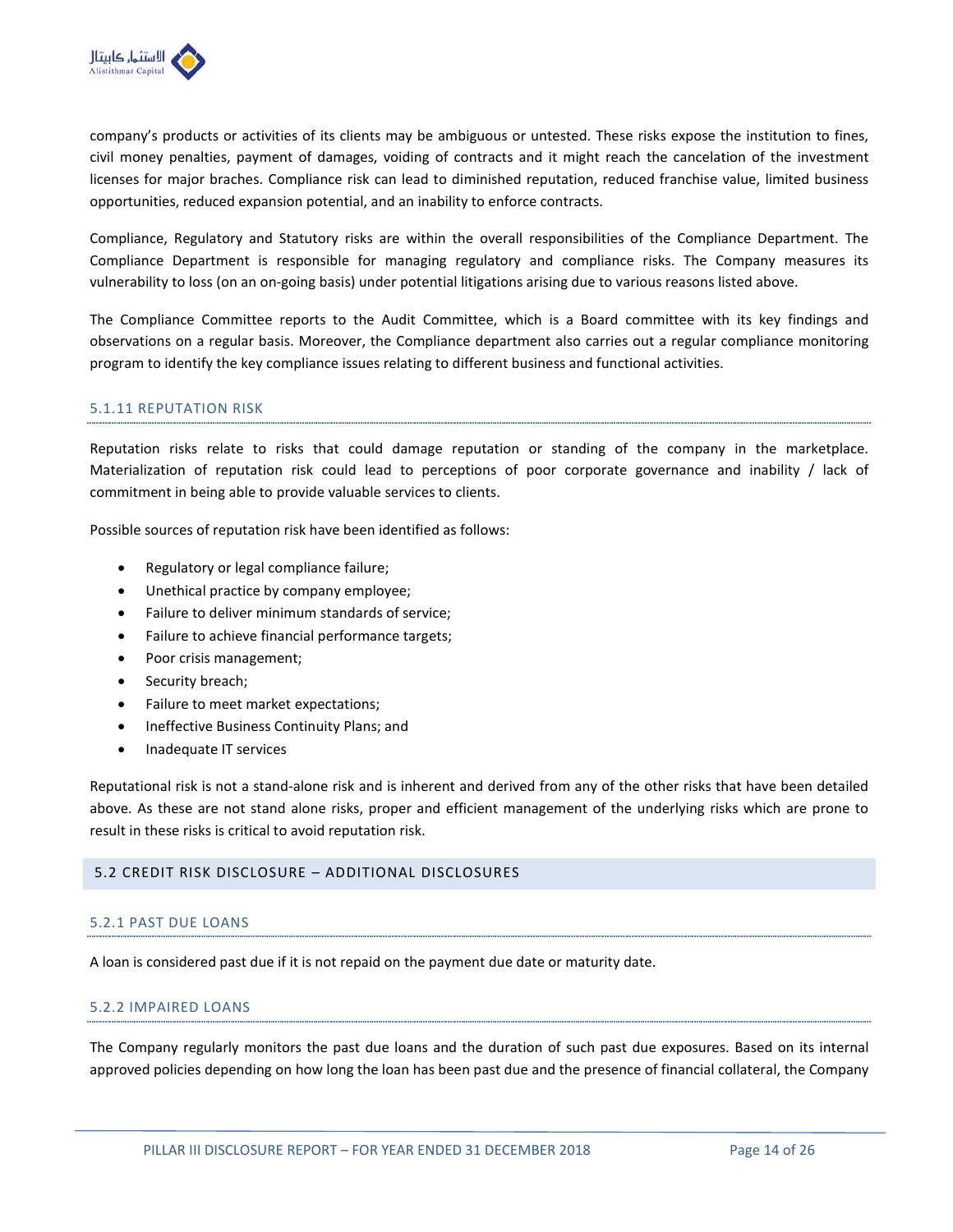company's products or activities of its clients may be ambiguous or untested. These risks expose the institution to fines, civil money penalties, payment of damages, voiding of contracts and it might reach the cancelation of the investment licenses for major braches. Compliance risk can lead to diminished reputation, reduced franchise value, limited business opportunities, reduced expansion potential, and an inability to enforce contracts.

Compliance, Regulatory and Statutory risks are within the overall responsibilities of the Compliance Department. The Compliance Department is responsible for managing regulatory and compliance risks. The Company measures its vulnerability to loss (on an on-going basis) under potential litigations arising due to various reasons listed above.

The Compliance Committee reports to the Audit Committee, which is a Board committee with its key findings and observations on a regular basis. Moreover, the Compliance department also carries out a regular compliance monitoring program to identify the key compliance issues relating to different business and functional activities.

### 5.1.11 REPUTATION RISK

Reputation risks relate to risks that could damage reputation or standing of the company in the marketplace. Materialization of reputation risk could lead to perceptions of poor corporate governance and inability / lack of commitment in being able to provide valuable services to clients.

Possible sources of reputation risk have been identified as follows:

- Regulatory or legal compliance failure;
- Unethical practice by company employee;
- Failure to deliver minimum standards of service;
- Failure to achieve financial performance targets;
- Poor crisis management;
- Security breach;
- Failure to meet market expectations;
- Ineffective Business Continuity Plans; and
- Inadequate IT services

Reputational risk is not a stand-alone risk and is inherent and derived from any of the other risks that have been detailed above. As these are not stand alone risks, proper and efficient management of the underlying risks which are prone to result in these risks is critical to avoid reputation risk.

## 5.2 CREDIT RISK DISCLOSURE – ADDITIONAL DISCLOSURES

### 5.2.1 PAST DUE LOANS

A loan is considered past due if it is not repaid on the payment due date or maturity date.

### 5.2.2 IMPAIRED LOANS

The Company regularly monitors the past due loans and the duration of such past due exposures. Based on its internal approved policies depending on how long the loan has been past due and the presence of financial collateral, the Company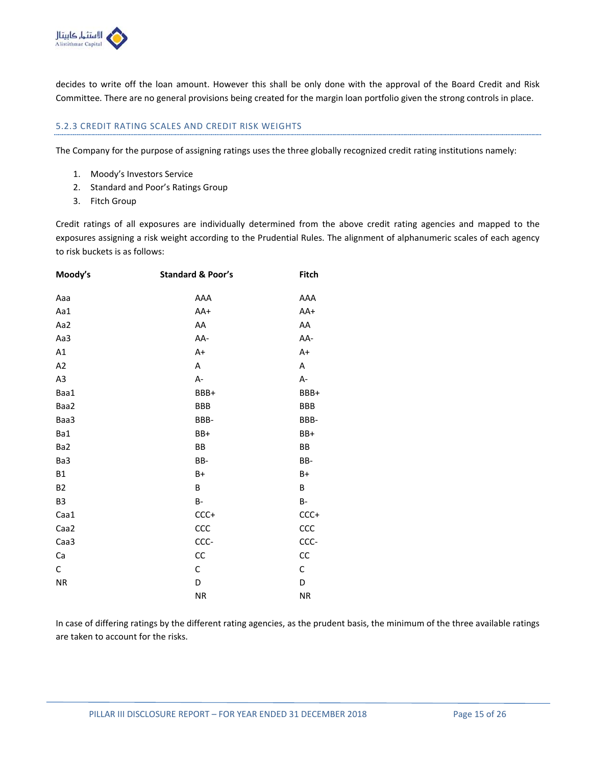decides to write off the loan amount. However this shall be only done with the approval of the Board Credit and Risk Committee. There are no general provisions being created for the margin loan portfolio given the strong controls in place.

### 5.2.3 CREDIT RATING SCALES AND CREDIT RISK WEIGHTS

The Company for the purpose of assigning ratings uses the three globally recognized credit rating institutions namely:

1. Moody's Investors Service
2. Standard and Poor's Ratings Group
3. Fitch Group

Credit ratings of all exposures are individually determined from the above credit rating agencies and mapped to the exposures assigning a risk weight according to the Prudential Rules. The alignment of alphanumeric scales of each agency to risk buckets is as follows:

| Moody's | Standard & Poor's | Fitch |
|---|---|---|
| Aaa | AAA | AAA |
| Aa1 | AA+ | AA+ |
| Aa2 | AA | AA |
| Aa3 | AA- | AA- |
| A1 | A+ | A+ |
| A2 | A | A |
| A3 | A- | A- |
| Baa1 | BBB+ | BBB+ |
| Baa2 | BBB | BBB |
| Baa3 | BBB- | BBB- |
| Ba1 | BB+ | BB+ |
| Ba2 | BB | BB |
| Ba3 | BB- | BB- |
| B1 | B+ | B+ |
| B2 | B | B |
| B3 | B- | B- |
| Caa1 | CCC+ | CCC+ |
| Caa2 | CCC | CCC |
| Caa3 | CCC- | CCC- |
| Ca | CC | CC |
| C | C | C |
| NR | D | D |
| | NR | NR |

In case of differing ratings by the different rating agencies, as the prudent basis, the minimum of the three available ratings are taken to account for the risks.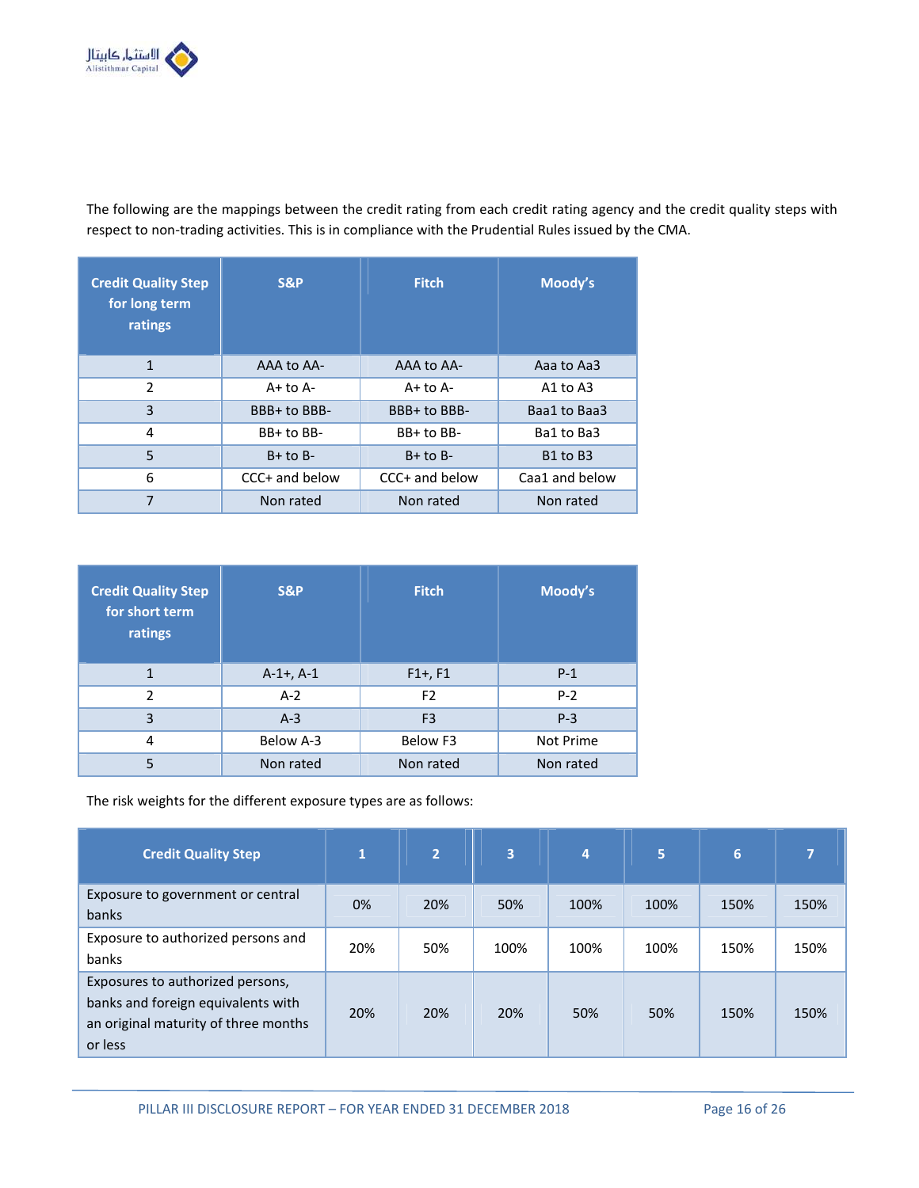The following are the mappings between the credit rating from each credit rating agency and the credit quality steps with respect to non-trading activities. This is in compliance with the Prudential Rules issued by the CMA.

| Credit Quality Step for long term ratings | S&P | Fitch | Moody's |
|---|---|---|---|
| 1 | AAA to AA- | AAA to AA- | Aaa to Aa3 |
| 2 | A+ to A- | A+ to A- | A1 to A3 |
| 3 | BBB+ to BBB- | BBB+ to BBB- | Baa1 to Baa3 |
| 4 | BB+ to BB- | BB+ to BB- | Ba1 to Ba3 |
| 5 | B+ to B- | B+ to B- | B1 to B3 |
| 6 | CCC+ and below | CCC+ and below | Caa1 and below |
| 7 | Non rated | Non rated | Non rated |

| Credit Quality Step for short term ratings | S&P | Fitch | Moody's |
|---|---|---|---|
| 1 | A-1+, A-1 | F1+, F1 | P-1 |
| 2 | A-2 | F2 | P-2 |
| 3 | A-3 | F3 | P-3 |
| 4 | Below A-3 | Below F3 | Not Prime |
| 5 | Non rated | Non rated | Non rated |

The risk weights for the different exposure types are as follows:

| Credit Quality Step | 1 | 2 | 3 | 4 | 5 | 6 | 7 |
|---|---|---|---|---|---|---|---|
| Exposure to government or central banks | 0% | 20% | 50% | 100% | 100% | 150% | 150% |
| Exposure to authorized persons and banks | 20% | 50% | 100% | 100% | 100% | 150% | 150% |
| Exposures to authorized persons, banks and foreign equivalents with an original maturity of three months or less | 20% | 20% | 20% | 50% | 50% | 150% | 150% |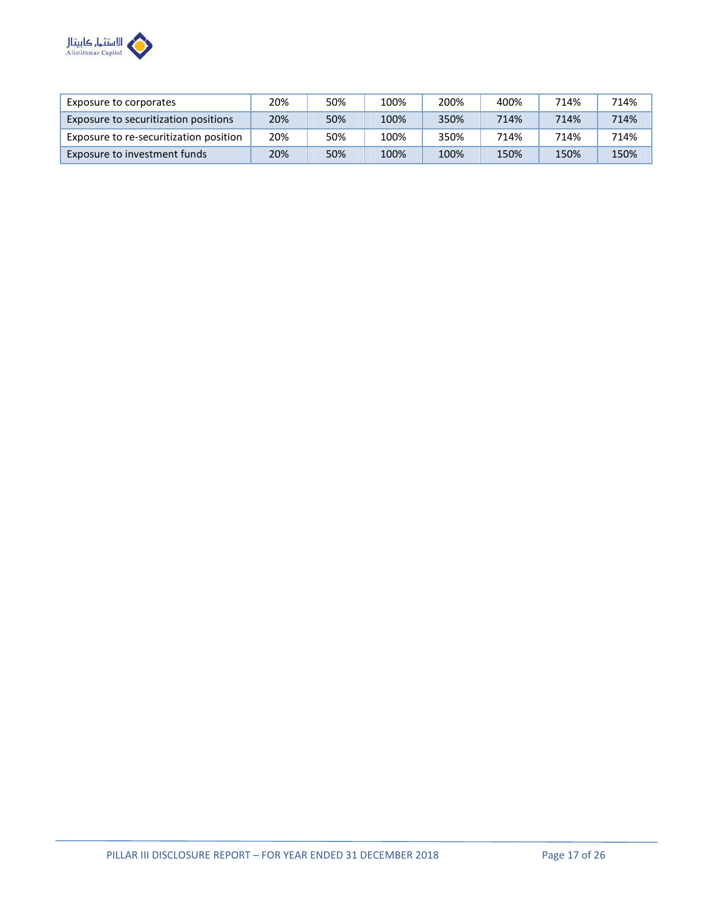| | | | | | | | |
|---|---|---|---|---|---|---|---|
| Exposure to corporates | 20% | 50% | 100% | 200% | 400% | 714% | 714% |
| Exposure to securitization positions | 20% | 50% | 100% | 350% | 714% | 714% | 714% |
| Exposure to re-securitization position | 20% | 50% | 100% | 350% | 714% | 714% | 714% |
| Exposure to investment funds | 20% | 50% | 100% | 100% | 150% | 150% | 150% |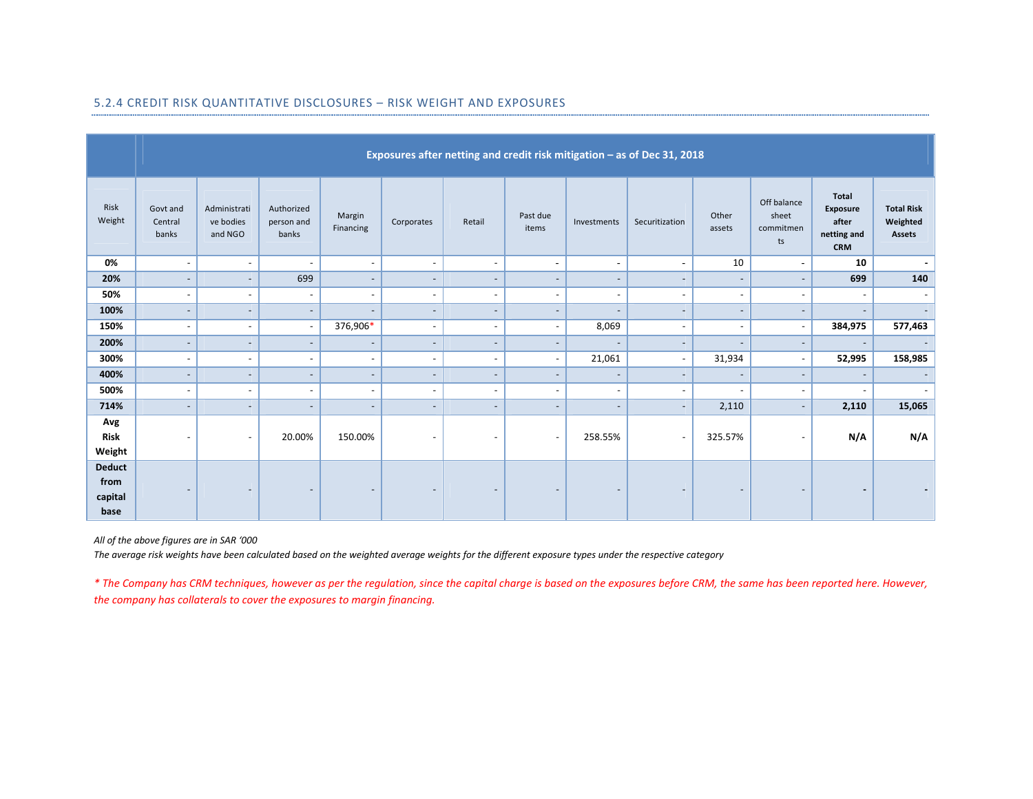## 5.2.4 CREDIT RISK QUANTITATIVE DISCLOSURES – RISK WEIGHT AND EXPOSURES

| | Exposures after netting and credit risk mitigation – as of Dec 31, 2018 | | | | | | | | | | | | |
|---|---|---|---|---|---|---|---|---|---|---|---|---|---|
| Risk Weight | Govt and Central banks | Administrative bodies and NGO | Authorized person and banks | Margin Financing | Corporates | Retail | Past due items | Investments | Securitization | Other assets | Off balance sheet commitments | **Total Exposure after netting and CRM** | **Total Risk Weighted Assets** |
| **0%** | - | - | - | - | - | - | - | - | - | 10 | - | **10** | **-** |
| **20%** | - | - | 699 | - | - | - | - | - | - | - | - | **699** | **140** |
| **50%** | - | - | - | - | - | - | - | - | - | - | - | - | - |
| **100%** | - | - | - | - | - | - | - | - | - | - | - | - | - |
| **150%** | - | - | - | 376,906* | - | - | - | 8,069 | - | - | - | **384,975** | **577,463** |
| **200%** | - | - | - | - | - | - | - | - | - | - | - | - | - |
| **300%** | - | - | - | - | - | - | - | 21,061 | - | 31,934 | - | **52,995** | **158,985** |
| **400%** | - | - | - | - | - | - | - | - | - | - | - | - | - |
| **500%** | - | - | - | - | - | - | - | - | - | - | - | - | - |
| **714%** | - | - | - | - | - | - | - | - | - | 2,110 | - | **2,110** | **15,065** |
| **Avg Risk Weight** | - | - | 20.00% | 150.00% | - | - | - | 258.55% | - | 325.57% | - | **N/A** | **N/A** |
| **Deduct from capital base** | - | - | - | - | - | - | - | - | - | - | - | **-** | **-** |

*All of the above figures are in SAR '000*
*The average risk weights have been calculated based on the weighted average weights for the different exposure types under the respective category*

*\* The Company has CRM techniques, however as per the regulation, since the capital charge is based on the exposures before CRM, the same has been reported here. However, the company has collaterals to cover the exposures to margin financing.*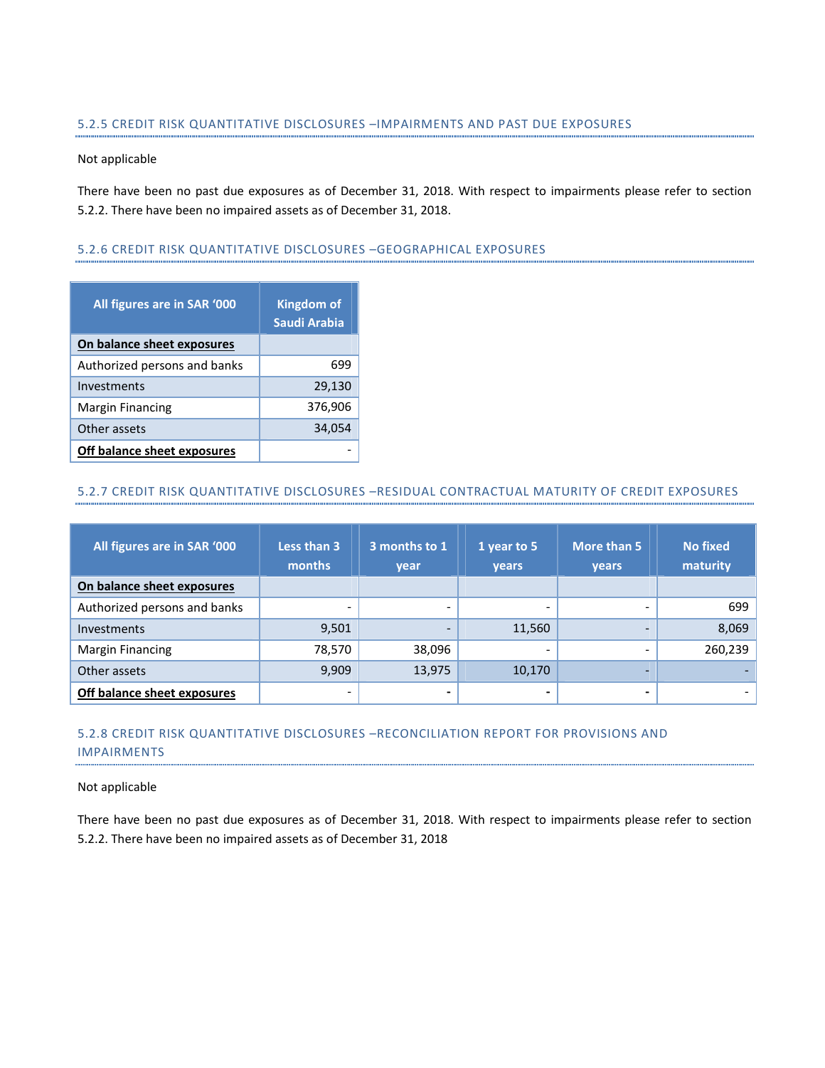### 5.2.5 CREDIT RISK QUANTITATIVE DISCLOSURES –IMPAIRMENTS AND PAST DUE EXPOSURES

Not applicable

There have been no past due exposures as of December 31, 2018. With respect to impairments please refer to section 5.2.2. There have been no impaired assets as of December 31, 2018.

### 5.2.6 CREDIT RISK QUANTITATIVE DISCLOSURES –GEOGRAPHICAL EXPOSURES

| All figures are in SAR '000 | Kingdom of Saudi Arabia |
|---|---|
| **On balance sheet exposures** | |
| Authorized persons and banks | 699 |
| Investments | 29,130 |
| Margin Financing | 376,906 |
| Other assets | 34,054 |
| **Off balance sheet exposures** | - |

### 5.2.7 CREDIT RISK QUANTITATIVE DISCLOSURES –RESIDUAL CONTRACTUAL MATURITY OF CREDIT EXPOSURES

| All figures are in SAR '000 | Less than 3 months | 3 months to 1 year | 1 year to 5 years | More than 5 years | No fixed maturity |
|---|---|---|---|---|---|
| **On balance sheet exposures** | | | | | |
| Authorized persons and banks | - | - | - | - | 699 |
| Investments | 9,501 | - | 11,560 | - | 8,069 |
| Margin Financing | 78,570 | 38,096 | - | - | 260,239 |
| Other assets | 9,909 | 13,975 | 10,170 | - | - |
| **Off balance sheet exposures** | - | - | - | - | - |

### 5.2.8 CREDIT RISK QUANTITATIVE DISCLOSURES –RECONCILIATION REPORT FOR PROVISIONS AND IMPAIRMENTS

Not applicable

There have been no past due exposures as of December 31, 2018. With respect to impairments please refer to section 5.2.2. There have been no impaired assets as of December 31, 2018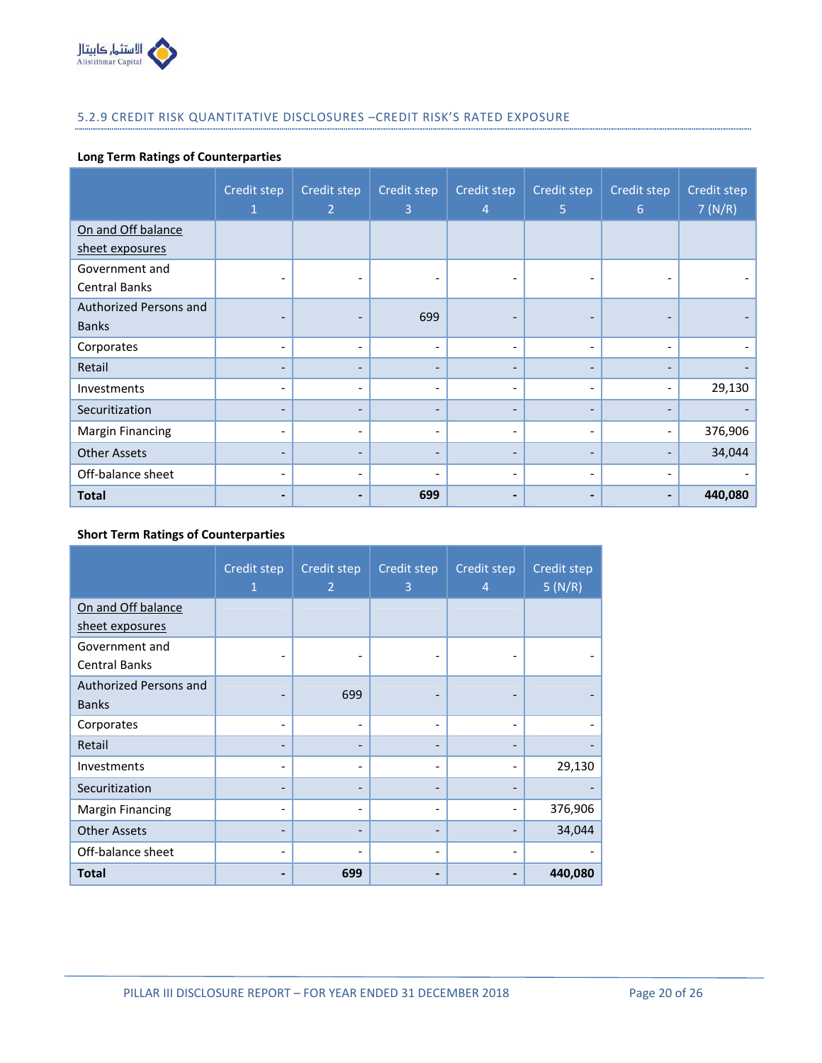## 5.2.9 CREDIT RISK QUANTITATIVE DISCLOSURES –CREDIT RISK'S RATED EXPOSURE

**Long Term Ratings of Counterparties**

| | Credit step 1 | Credit step 2 | Credit step 3 | Credit step 4 | Credit step 5 | Credit step 6 | Credit step 7 (N/R) |
|---|---|---|---|---|---|---|---|
| On and Off balance sheet exposures | | | | | | | |
| Government and Central Banks | - | - | - | - | - | - | - |
| Authorized Persons and Banks | - | - | 699 | - | - | - | - |
| Corporates | - | - | - | - | - | - | - |
| Retail | - | - | - | - | - | - | - |
| Investments | - | - | - | - | - | - | 29,130 |
| Securitization | - | - | - | - | - | - | - |
| Margin Financing | - | - | - | - | - | - | 376,906 |
| Other Assets | - | - | - | - | - | - | 34,044 |
| Off-balance sheet | - | - | - | - | - | - | - |
| **Total** | **-** | **-** | **699** | **-** | **-** | **-** | **440,080** |

**Short Term Ratings of Counterparties**

| | Credit step 1 | Credit step 2 | Credit step 3 | Credit step 4 | Credit step 5 (N/R) |
|---|---|---|---|---|---|
| On and Off balance sheet exposures | | | | | |
| Government and Central Banks | - | - | - | - | - |
| Authorized Persons and Banks | - | 699 | - | - | - |
| Corporates | - | - | - | - | - |
| Retail | - | - | - | - | - |
| Investments | - | - | - | - | 29,130 |
| Securitization | - | - | - | - | - |
| Margin Financing | - | - | - | - | 376,906 |
| Other Assets | - | - | - | - | 34,044 |
| Off-balance sheet | - | - | - | - | - |
| **Total** | **-** | **699** | **-** | **-** | **440,080** |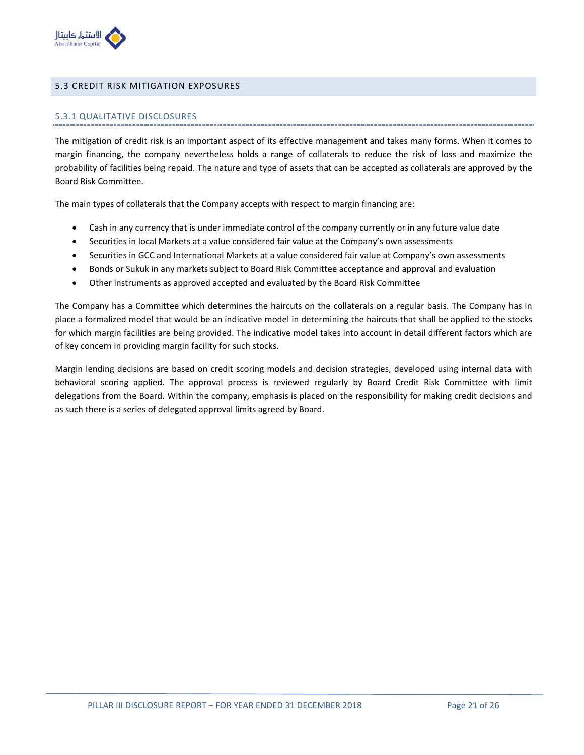## 5.3 CREDIT RISK MITIGATION EXPOSURES

### 5.3.1 QUALITATIVE DISCLOSURES

The mitigation of credit risk is an important aspect of its effective management and takes many forms. When it comes to margin financing, the company nevertheless holds a range of collaterals to reduce the risk of loss and maximize the probability of facilities being repaid. The nature and type of assets that can be accepted as collaterals are approved by the Board Risk Committee.

The main types of collaterals that the Company accepts with respect to margin financing are:

- Cash in any currency that is under immediate control of the company currently or in any future value date
- Securities in local Markets at a value considered fair value at the Company's own assessments
- Securities in GCC and International Markets at a value considered fair value at Company's own assessments
- Bonds or Sukuk in any markets subject to Board Risk Committee acceptance and approval and evaluation
- Other instruments as approved accepted and evaluated by the Board Risk Committee

The Company has a Committee which determines the haircuts on the collaterals on a regular basis. The Company has in place a formalized model that would be an indicative model in determining the haircuts that shall be applied to the stocks for which margin facilities are being provided. The indicative model takes into account in detail different factors which are of key concern in providing margin facility for such stocks.

Margin lending decisions are based on credit scoring models and decision strategies, developed using internal data with behavioral scoring applied. The approval process is reviewed regularly by Board Credit Risk Committee with limit delegations from the Board. Within the company, emphasis is placed on the responsibility for making credit decisions and as such there is a series of delegated approval limits agreed by Board.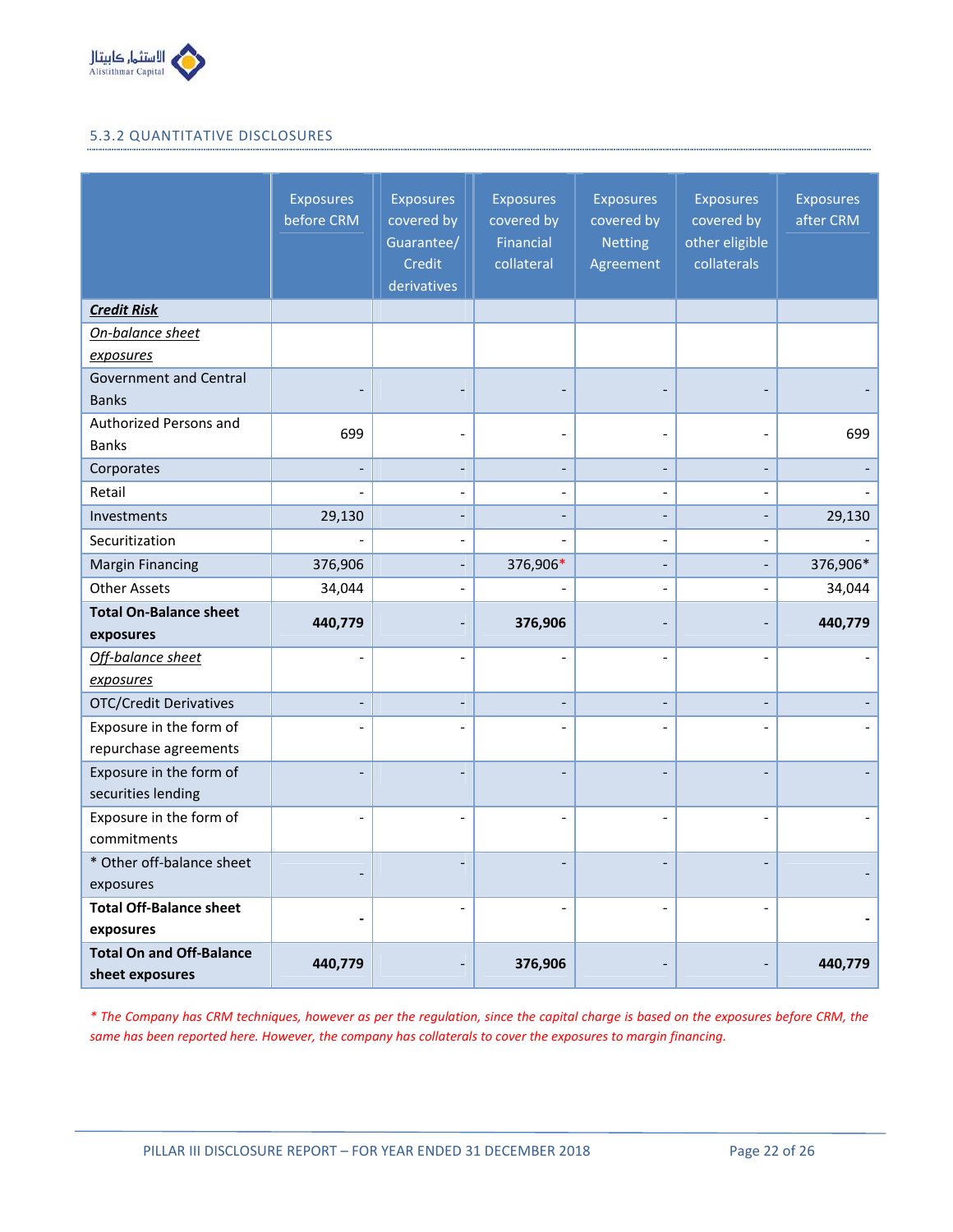### 5.3.2 QUANTITATIVE DISCLOSURES

| | Exposures before CRM | Exposures covered by Guarantee/ Credit derivatives | Exposures covered by Financial collateral | Exposures covered by Netting Agreement | Exposures covered by other eligible collaterals | Exposures after CRM |
|---|---|---|---|---|---|---|
| ***Credit Risk*** | | | | | | |
| *On-balance sheet exposures* | | | | | | |
| Government and Central Banks | - | - | - | - | - | - |
| Authorized Persons and Banks | 699 | - | - | - | - | 699 |
| Corporates | - | - | - | - | - | - |
| Retail | - | - | - | - | - | - |
| Investments | 29,130 | - | - | - | - | 29,130 |
| Securitization | - | - | - | - | - | - |
| Margin Financing | 376,906 | - | 376,906* | - | - | 376,906* |
| Other Assets | 34,044 | - | - | - | - | 34,044 |
| **Total On-Balance sheet exposures** | **440,779** | - | **376,906** | - | - | **440,779** |
| *Off-balance sheet exposures* | - | - | - | - | - | - |
| OTC/Credit Derivatives | - | - | - | - | - | - |
| Exposure in the form of repurchase agreements | - | - | - | - | - | - |
| Exposure in the form of securities lending | - | - | - | - | - | - |
| Exposure in the form of commitments | - | - | - | - | - | - |
| * Other off-balance sheet exposures | - | - | - | - | - | - |
| **Total Off-Balance sheet exposures** | **-** | - | - | - | - | **-** |
| **Total On and Off-Balance sheet exposures** | **440,779** | - | **376,906** | - | - | **440,779** |

*\* The Company has CRM techniques, however as per the regulation, since the capital charge is based on the exposures before CRM, the same has been reported here. However, the company has collaterals to cover the exposures to margin financing.*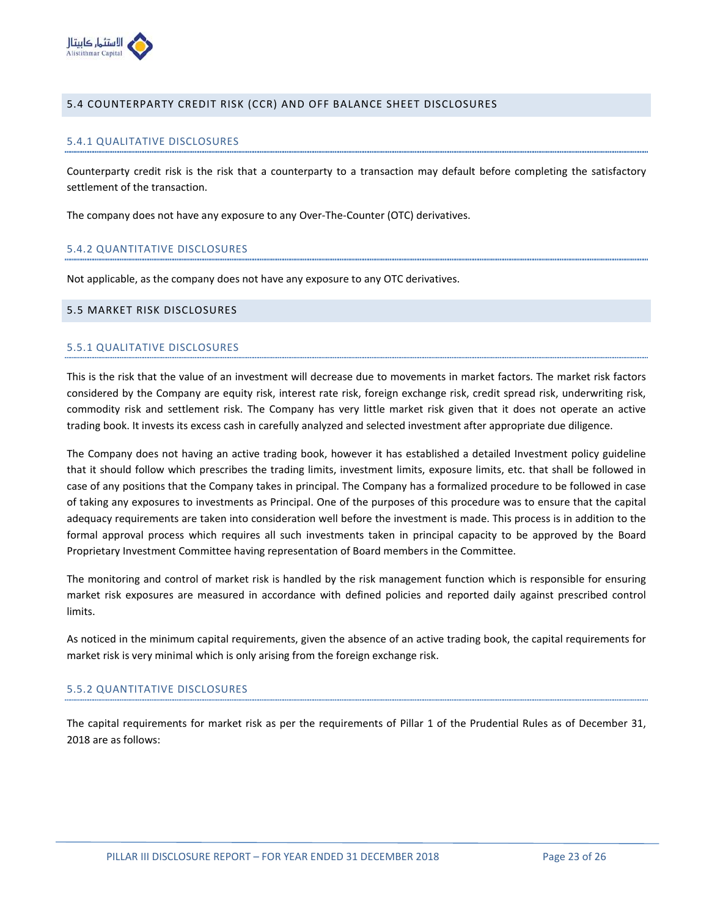## 5.4 COUNTERPARTY CREDIT RISK (CCR) AND OFF BALANCE SHEET DISCLOSURES

### 5.4.1 QUALITATIVE DISCLOSURES

Counterparty credit risk is the risk that a counterparty to a transaction may default before completing the satisfactory settlement of the transaction.

The company does not have any exposure to any Over-The-Counter (OTC) derivatives.

### 5.4.2 QUANTITATIVE DISCLOSURES

Not applicable, as the company does not have any exposure to any OTC derivatives.

## 5.5 MARKET RISK DISCLOSURES

### 5.5.1 QUALITATIVE DISCLOSURES

This is the risk that the value of an investment will decrease due to movements in market factors. The market risk factors considered by the Company are equity risk, interest rate risk, foreign exchange risk, credit spread risk, underwriting risk, commodity risk and settlement risk. The Company has very little market risk given that it does not operate an active trading book. It invests its excess cash in carefully analyzed and selected investment after appropriate due diligence.

The Company does not having an active trading book, however it has established a detailed Investment policy guideline that it should follow which prescribes the trading limits, investment limits, exposure limits, etc. that shall be followed in case of any positions that the Company takes in principal. The Company has a formalized procedure to be followed in case of taking any exposures to investments as Principal. One of the purposes of this procedure was to ensure that the capital adequacy requirements are taken into consideration well before the investment is made. This process is in addition to the formal approval process which requires all such investments taken in principal capacity to be approved by the Board Proprietary Investment Committee having representation of Board members in the Committee.

The monitoring and control of market risk is handled by the risk management function which is responsible for ensuring market risk exposures are measured in accordance with defined policies and reported daily against prescribed control limits.

As noticed in the minimum capital requirements, given the absence of an active trading book, the capital requirements for market risk is very minimal which is only arising from the foreign exchange risk.

### 5.5.2 QUANTITATIVE DISCLOSURES

The capital requirements for market risk as per the requirements of Pillar 1 of the Prudential Rules as of December 31, 2018 are as follows: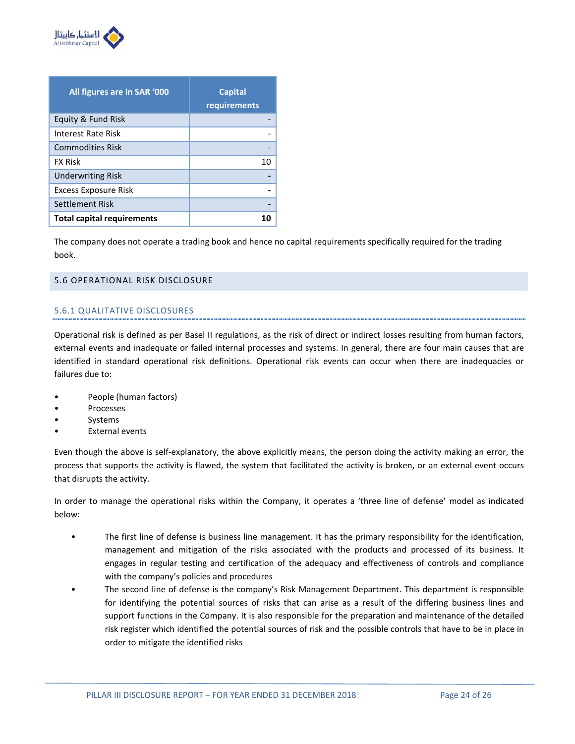| All figures are in SAR '000 | Capital requirements |
|---|---|
| Equity & Fund Risk | - |
| Interest Rate Risk | - |
| Commodities Risk | - |
| FX Risk | 10 |
| Underwriting Risk | **-** |
| Excess Exposure Risk | **-** |
| Settlement Risk | - |
| **Total capital requirements** | **10** |

The company does not operate a trading book and hence no capital requirements specifically required for the trading book.

## 5.6 OPERATIONAL RISK DISCLOSURE

### 5.6.1 QUALITATIVE DISCLOSURES

Operational risk is defined as per Basel II regulations, as the risk of direct or indirect losses resulting from human factors, external events and inadequate or failed internal processes and systems. In general, there are four main causes that are identified in standard operational risk definitions. Operational risk events can occur when there are inadequacies or failures due to:

- People (human factors)
- Processes
- Systems
- External events

Even though the above is self-explanatory, the above explicitly means, the person doing the activity making an error, the process that supports the activity is flawed, the system that facilitated the activity is broken, or an external event occurs that disrupts the activity.

In order to manage the operational risks within the Company, it operates a 'three line of defense' model as indicated below:

- The first line of defense is business line management. It has the primary responsibility for the identification, management and mitigation of the risks associated with the products and processed of its business. It engages in regular testing and certification of the adequacy and effectiveness of controls and compliance with the company's policies and procedures
- The second line of defense is the company's Risk Management Department. This department is responsible for identifying the potential sources of risks that can arise as a result of the differing business lines and support functions in the Company. It is also responsible for the preparation and maintenance of the detailed risk register which identified the potential sources of risk and the possible controls that have to be in place in order to mitigate the identified risks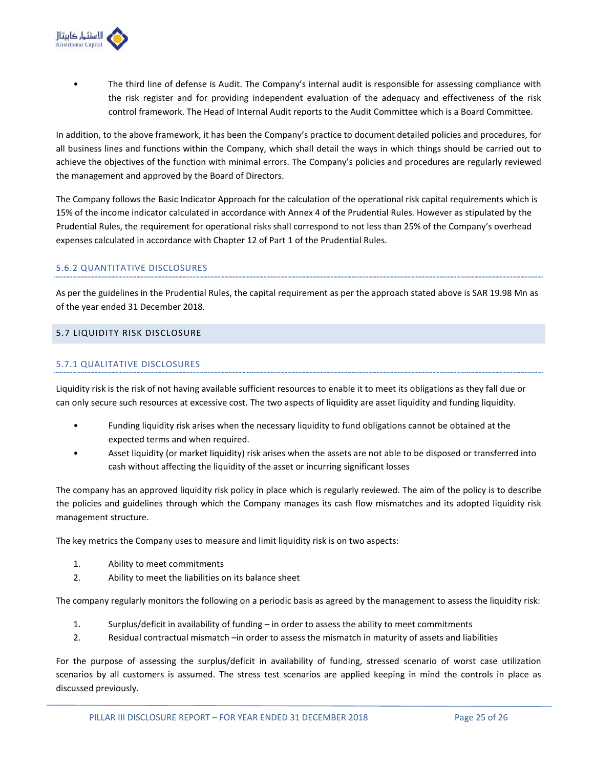- The third line of defense is Audit. The Company's internal audit is responsible for assessing compliance with the risk register and for providing independent evaluation of the adequacy and effectiveness of the risk control framework. The Head of Internal Audit reports to the Audit Committee which is a Board Committee.

In addition, to the above framework, it has been the Company's practice to document detailed policies and procedures, for all business lines and functions within the Company, which shall detail the ways in which things should be carried out to achieve the objectives of the function with minimal errors. The Company's policies and procedures are regularly reviewed the management and approved by the Board of Directors.

The Company follows the Basic Indicator Approach for the calculation of the operational risk capital requirements which is 15% of the income indicator calculated in accordance with Annex 4 of the Prudential Rules. However as stipulated by the Prudential Rules, the requirement for operational risks shall correspond to not less than 25% of the Company's overhead expenses calculated in accordance with Chapter 12 of Part 1 of the Prudential Rules.

### 5.6.2 QUANTITATIVE DISCLOSURES

As per the guidelines in the Prudential Rules, the capital requirement as per the approach stated above is SAR 19.98 Mn as of the year ended 31 December 2018.

## 5.7 LIQUIDITY RISK DISCLOSURE

### 5.7.1 QUALITATIVE DISCLOSURES

Liquidity risk is the risk of not having available sufficient resources to enable it to meet its obligations as they fall due or can only secure such resources at excessive cost. The two aspects of liquidity are asset liquidity and funding liquidity.

- Funding liquidity risk arises when the necessary liquidity to fund obligations cannot be obtained at the expected terms and when required.
- Asset liquidity (or market liquidity) risk arises when the assets are not able to be disposed or transferred into cash without affecting the liquidity of the asset or incurring significant losses

The company has an approved liquidity risk policy in place which is regularly reviewed. The aim of the policy is to describe the policies and guidelines through which the Company manages its cash flow mismatches and its adopted liquidity risk management structure.

The key metrics the Company uses to measure and limit liquidity risk is on two aspects:

1. Ability to meet commitments
2. Ability to meet the liabilities on its balance sheet

The company regularly monitors the following on a periodic basis as agreed by the management to assess the liquidity risk:

1. Surplus/deficit in availability of funding – in order to assess the ability to meet commitments
2. Residual contractual mismatch –in order to assess the mismatch in maturity of assets and liabilities

For the purpose of assessing the surplus/deficit in availability of funding, stressed scenario of worst case utilization scenarios by all customers is assumed. The stress test scenarios are applied keeping in mind the controls in place as discussed previously.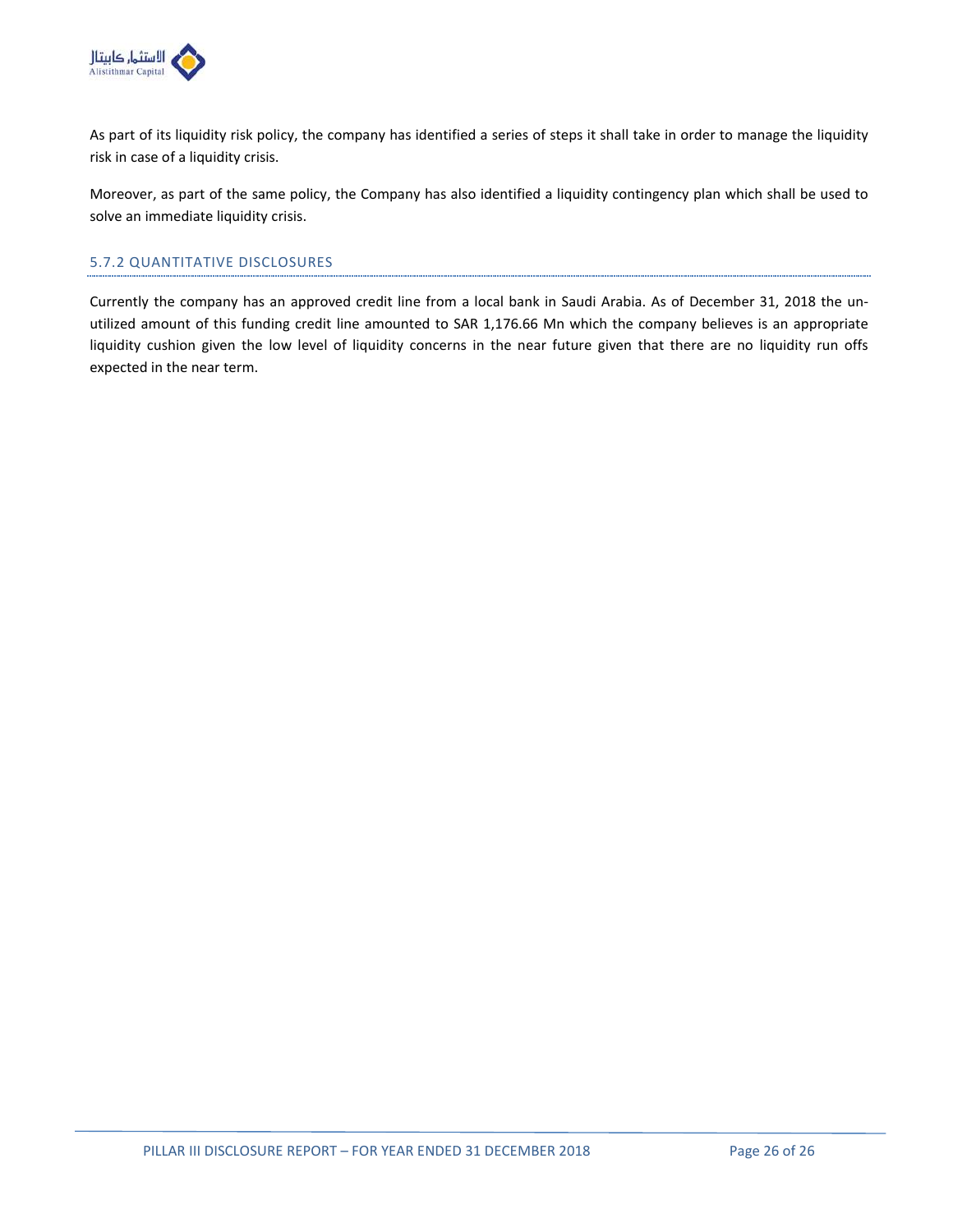As part of its liquidity risk policy, the company has identified a series of steps it shall take in order to manage the liquidity risk in case of a liquidity crisis.

Moreover, as part of the same policy, the Company has also identified a liquidity contingency plan which shall be used to solve an immediate liquidity crisis.

### 5.7.2 QUANTITATIVE DISCLOSURES

Currently the company has an approved credit line from a local bank in Saudi Arabia. As of December 31, 2018 the un-utilized amount of this funding credit line amounted to SAR 1,176.66 Mn which the company believes is an appropriate liquidity cushion given the low level of liquidity concerns in the near future given that there are no liquidity run offs expected in the near term.